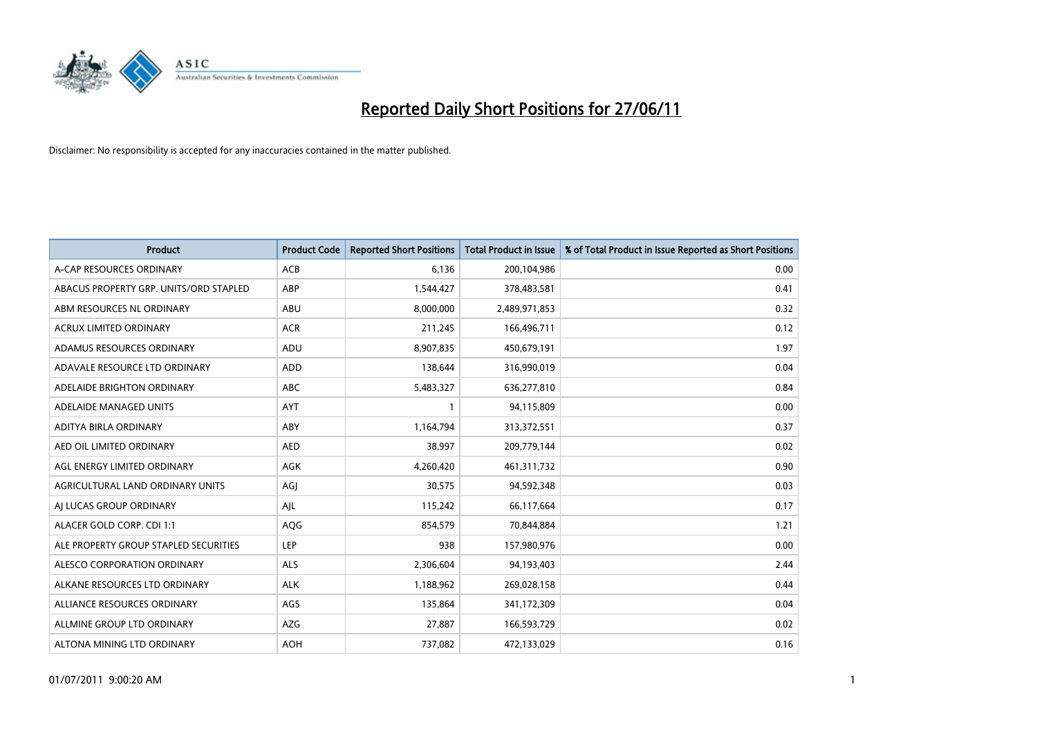# Reported Daily Short Positions for 27/06/11

Disclaimer: No responsibility is accepted for any inaccuracies contained in the matter published.

| Product | Product Code | Reported Short Positions | Total Product in Issue | % of Total Product in Issue Reported as Short Positions |
|---|---|---|---|---|
| A-CAP RESOURCES ORDINARY | ACB | 6,136 | 200,104,986 | 0.00 |
| ABACUS PROPERTY GRP. UNITS/ORD STAPLED | ABP | 1,544,427 | 378,483,581 | 0.41 |
| ABM RESOURCES NL ORDINARY | ABU | 8,000,000 | 2,489,971,853 | 0.32 |
| ACRUX LIMITED ORDINARY | ACR | 211,245 | 166,496,711 | 0.12 |
| ADAMUS RESOURCES ORDINARY | ADU | 8,907,835 | 450,679,191 | 1.97 |
| ADAVALE RESOURCE LTD ORDINARY | ADD | 138,644 | 316,990,019 | 0.04 |
| ADELAIDE BRIGHTON ORDINARY | ABC | 5,483,327 | 636,277,810 | 0.84 |
| ADELAIDE MANAGED UNITS | AYT | 1 | 94,115,809 | 0.00 |
| ADITYA BIRLA ORDINARY | ABY | 1,164,794 | 313,372,551 | 0.37 |
| AED OIL LIMITED ORDINARY | AED | 38,997 | 209,779,144 | 0.02 |
| AGL ENERGY LIMITED ORDINARY | AGK | 4,260,420 | 461,311,732 | 0.90 |
| AGRICULTURAL LAND ORDINARY UNITS | AGJ | 30,575 | 94,592,348 | 0.03 |
| AJ LUCAS GROUP ORDINARY | AJL | 115,242 | 66,117,664 | 0.17 |
| ALACER GOLD CORP. CDI 1:1 | AQG | 854,579 | 70,844,884 | 1.21 |
| ALE PROPERTY GROUP STAPLED SECURITIES | LEP | 938 | 157,980,976 | 0.00 |
| ALESCO CORPORATION ORDINARY | ALS | 2,306,604 | 94,193,403 | 2.44 |
| ALKANE RESOURCES LTD ORDINARY | ALK | 1,188,962 | 269,028,158 | 0.44 |
| ALLIANCE RESOURCES ORDINARY | AGS | 135,864 | 341,172,309 | 0.04 |
| ALLMINE GROUP LTD ORDINARY | AZG | 27,887 | 166,593,729 | 0.02 |
| ALTONA MINING LTD ORDINARY | AOH | 737,082 | 472,133,029 | 0.16 |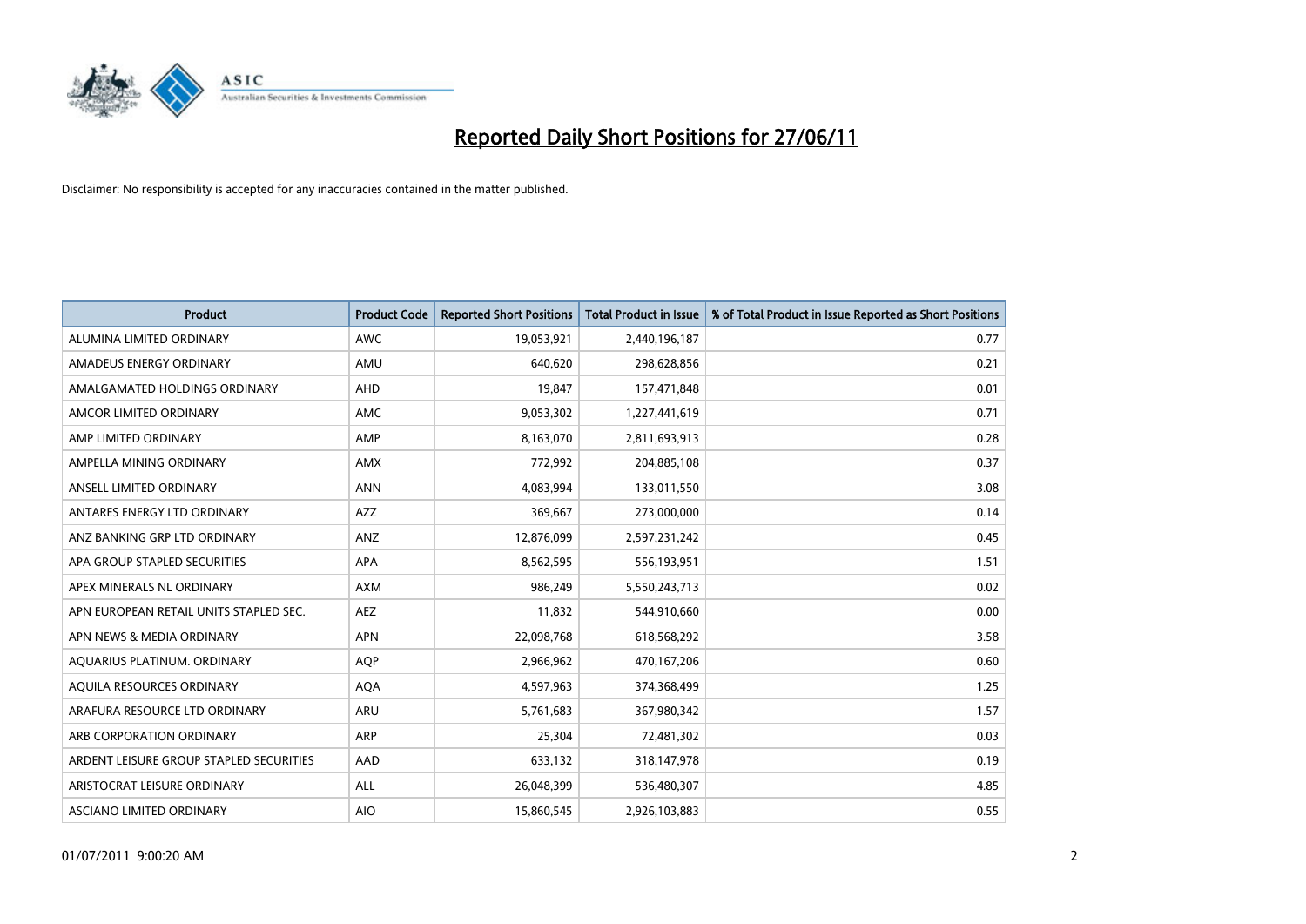# Reported Daily Short Positions for 27/06/11

Disclaimer: No responsibility is accepted for any inaccuracies contained in the matter published.

| Product | Product Code | Reported Short Positions | Total Product in Issue | % of Total Product in Issue Reported as Short Positions |
|---|---|---|---|---|
| ALUMINA LIMITED ORDINARY | AWC | 19,053,921 | 2,440,196,187 | 0.77 |
| AMADEUS ENERGY ORDINARY | AMU | 640,620 | 298,628,856 | 0.21 |
| AMALGAMATED HOLDINGS ORDINARY | AHD | 19,847 | 157,471,848 | 0.01 |
| AMCOR LIMITED ORDINARY | AMC | 9,053,302 | 1,227,441,619 | 0.71 |
| AMP LIMITED ORDINARY | AMP | 8,163,070 | 2,811,693,913 | 0.28 |
| AMPELLA MINING ORDINARY | AMX | 772,992 | 204,885,108 | 0.37 |
| ANSELL LIMITED ORDINARY | ANN | 4,083,994 | 133,011,550 | 3.08 |
| ANTARES ENERGY LTD ORDINARY | AZZ | 369,667 | 273,000,000 | 0.14 |
| ANZ BANKING GRP LTD ORDINARY | ANZ | 12,876,099 | 2,597,231,242 | 0.45 |
| APA GROUP STAPLED SECURITIES | APA | 8,562,595 | 556,193,951 | 1.51 |
| APEX MINERALS NL ORDINARY | AXM | 986,249 | 5,550,243,713 | 0.02 |
| APN EUROPEAN RETAIL UNITS STAPLED SEC. | AEZ | 11,832 | 544,910,660 | 0.00 |
| APN NEWS & MEDIA ORDINARY | APN | 22,098,768 | 618,568,292 | 3.58 |
| AQUARIUS PLATINUM. ORDINARY | AQP | 2,966,962 | 470,167,206 | 0.60 |
| AQUILA RESOURCES ORDINARY | AQA | 4,597,963 | 374,368,499 | 1.25 |
| ARAFURA RESOURCE LTD ORDINARY | ARU | 5,761,683 | 367,980,342 | 1.57 |
| ARB CORPORATION ORDINARY | ARP | 25,304 | 72,481,302 | 0.03 |
| ARDENT LEISURE GROUP STAPLED SECURITIES | AAD | 633,132 | 318,147,978 | 0.19 |
| ARISTOCRAT LEISURE ORDINARY | ALL | 26,048,399 | 536,480,307 | 4.85 |
| ASCIANO LIMITED ORDINARY | AIO | 15,860,545 | 2,926,103,883 | 0.55 |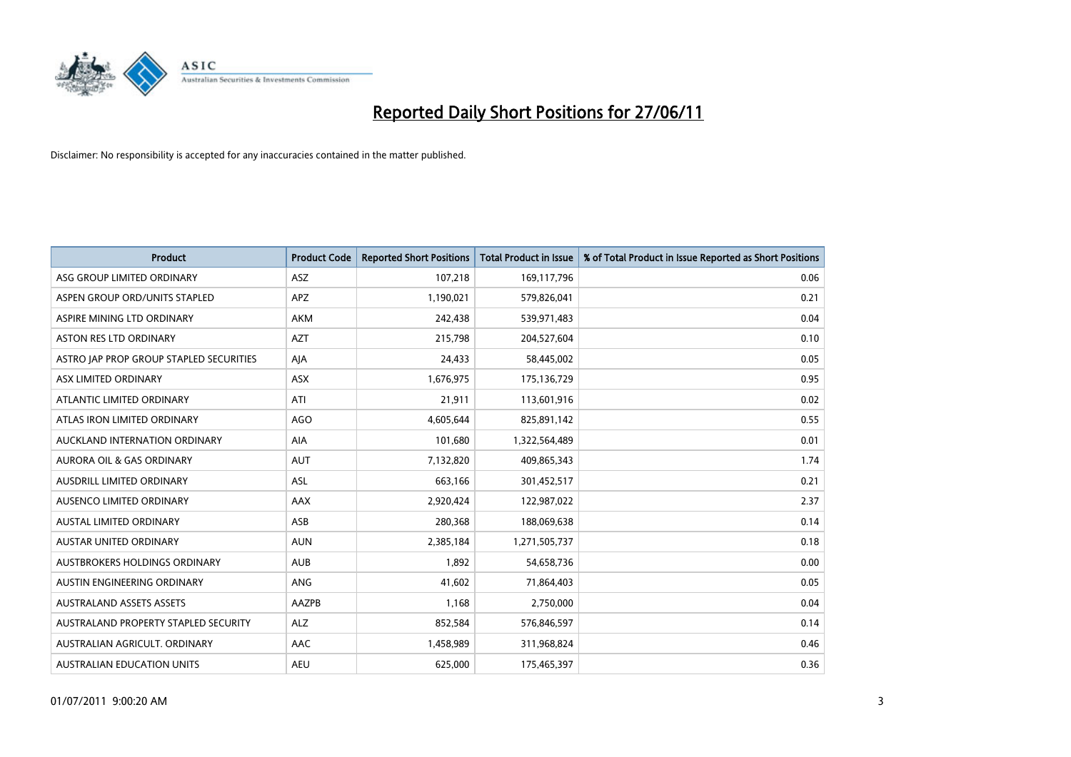# Reported Daily Short Positions for 27/06/11

Disclaimer: No responsibility is accepted for any inaccuracies contained in the matter published.

| Product | Product Code | Reported Short Positions | Total Product in Issue | % of Total Product in Issue Reported as Short Positions |
|---|---|---|---|---|
| ASG GROUP LIMITED ORDINARY | ASZ | 107,218 | 169,117,796 | 0.06 |
| ASPEN GROUP ORD/UNITS STAPLED | APZ | 1,190,021 | 579,826,041 | 0.21 |
| ASPIRE MINING LTD ORDINARY | AKM | 242,438 | 539,971,483 | 0.04 |
| ASTON RES LTD ORDINARY | AZT | 215,798 | 204,527,604 | 0.10 |
| ASTRO JAP PROP GROUP STAPLED SECURITIES | AJA | 24,433 | 58,445,002 | 0.05 |
| ASX LIMITED ORDINARY | ASX | 1,676,975 | 175,136,729 | 0.95 |
| ATLANTIC LIMITED ORDINARY | ATI | 21,911 | 113,601,916 | 0.02 |
| ATLAS IRON LIMITED ORDINARY | AGO | 4,605,644 | 825,891,142 | 0.55 |
| AUCKLAND INTERNATION ORDINARY | AIA | 101,680 | 1,322,564,489 | 0.01 |
| AURORA OIL & GAS ORDINARY | AUT | 7,132,820 | 409,865,343 | 1.74 |
| AUSDRILL LIMITED ORDINARY | ASL | 663,166 | 301,452,517 | 0.21 |
| AUSENCO LIMITED ORDINARY | AAX | 2,920,424 | 122,987,022 | 2.37 |
| AUSTAL LIMITED ORDINARY | ASB | 280,368 | 188,069,638 | 0.14 |
| AUSTAR UNITED ORDINARY | AUN | 2,385,184 | 1,271,505,737 | 0.18 |
| AUSTBROKERS HOLDINGS ORDINARY | AUB | 1,892 | 54,658,736 | 0.00 |
| AUSTIN ENGINEERING ORDINARY | ANG | 41,602 | 71,864,403 | 0.05 |
| AUSTRALAND ASSETS ASSETS | AAZPB | 1,168 | 2,750,000 | 0.04 |
| AUSTRALAND PROPERTY STAPLED SECURITY | ALZ | 852,584 | 576,846,597 | 0.14 |
| AUSTRALIAN AGRICULT. ORDINARY | AAC | 1,458,989 | 311,968,824 | 0.46 |
| AUSTRALIAN EDUCATION UNITS | AEU | 625,000 | 175,465,397 | 0.36 |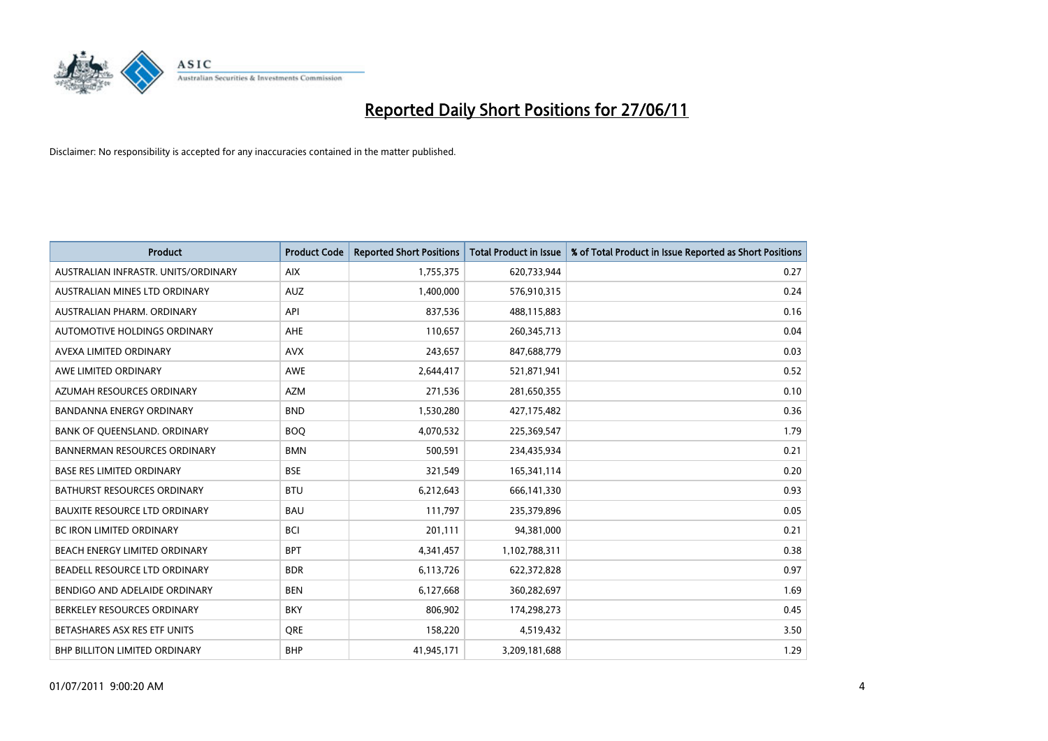# Reported Daily Short Positions for 27/06/11

Disclaimer: No responsibility is accepted for any inaccuracies contained in the matter published.

| Product | Product Code | Reported Short Positions | Total Product in Issue | % of Total Product in Issue Reported as Short Positions |
|---|---|---|---|---|
| AUSTRALIAN INFRASTR. UNITS/ORDINARY | AIX | 1,755,375 | 620,733,944 | 0.27 |
| AUSTRALIAN MINES LTD ORDINARY | AUZ | 1,400,000 | 576,910,315 | 0.24 |
| AUSTRALIAN PHARM. ORDINARY | API | 837,536 | 488,115,883 | 0.16 |
| AUTOMOTIVE HOLDINGS ORDINARY | AHE | 110,657 | 260,345,713 | 0.04 |
| AVEXA LIMITED ORDINARY | AVX | 243,657 | 847,688,779 | 0.03 |
| AWE LIMITED ORDINARY | AWE | 2,644,417 | 521,871,941 | 0.52 |
| AZUMAH RESOURCES ORDINARY | AZM | 271,536 | 281,650,355 | 0.10 |
| BANDANNA ENERGY ORDINARY | BND | 1,530,280 | 427,175,482 | 0.36 |
| BANK OF QUEENSLAND. ORDINARY | BOQ | 4,070,532 | 225,369,547 | 1.79 |
| BANNERMAN RESOURCES ORDINARY | BMN | 500,591 | 234,435,934 | 0.21 |
| BASE RES LIMITED ORDINARY | BSE | 321,549 | 165,341,114 | 0.20 |
| BATHURST RESOURCES ORDINARY | BTU | 6,212,643 | 666,141,330 | 0.93 |
| BAUXITE RESOURCE LTD ORDINARY | BAU | 111,797 | 235,379,896 | 0.05 |
| BC IRON LIMITED ORDINARY | BCI | 201,111 | 94,381,000 | 0.21 |
| BEACH ENERGY LIMITED ORDINARY | BPT | 4,341,457 | 1,102,788,311 | 0.38 |
| BEADELL RESOURCE LTD ORDINARY | BDR | 6,113,726 | 622,372,828 | 0.97 |
| BENDIGO AND ADELAIDE ORDINARY | BEN | 6,127,668 | 360,282,697 | 1.69 |
| BERKELEY RESOURCES ORDINARY | BKY | 806,902 | 174,298,273 | 0.45 |
| BETASHARES ASX RES ETF UNITS | QRE | 158,220 | 4,519,432 | 3.50 |
| BHP BILLITON LIMITED ORDINARY | BHP | 41,945,171 | 3,209,181,688 | 1.29 |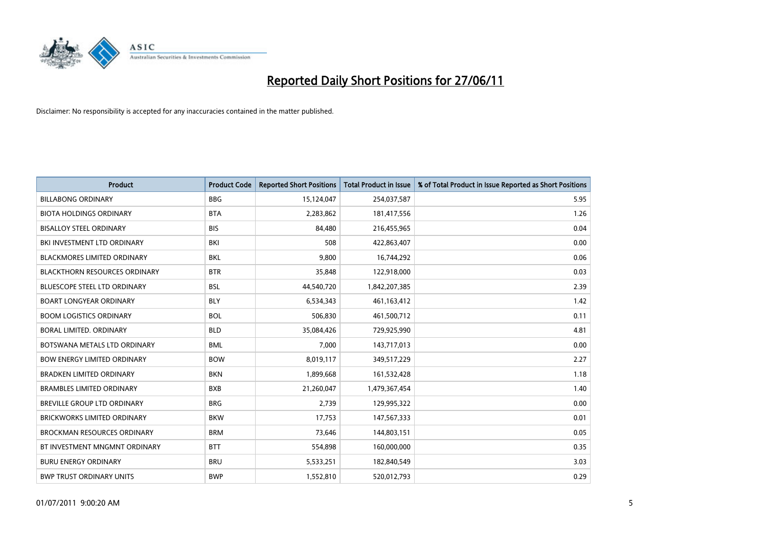# Reported Daily Short Positions for 27/06/11

Disclaimer: No responsibility is accepted for any inaccuracies contained in the matter published.

| Product | Product Code | Reported Short Positions | Total Product in Issue | % of Total Product in Issue Reported as Short Positions |
|---|---|---|---|---|
| BILLABONG ORDINARY | BBG | 15,124,047 | 254,037,587 | 5.95 |
| BIOTA HOLDINGS ORDINARY | BTA | 2,283,862 | 181,417,556 | 1.26 |
| BISALLOY STEEL ORDINARY | BIS | 84,480 | 216,455,965 | 0.04 |
| BKI INVESTMENT LTD ORDINARY | BKI | 508 | 422,863,407 | 0.00 |
| BLACKMORES LIMITED ORDINARY | BKL | 9,800 | 16,744,292 | 0.06 |
| BLACKTHORN RESOURCES ORDINARY | BTR | 35,848 | 122,918,000 | 0.03 |
| BLUESCOPE STEEL LTD ORDINARY | BSL | 44,540,720 | 1,842,207,385 | 2.39 |
| BOART LONGYEAR ORDINARY | BLY | 6,534,343 | 461,163,412 | 1.42 |
| BOOM LOGISTICS ORDINARY | BOL | 506,830 | 461,500,712 | 0.11 |
| BORAL LIMITED. ORDINARY | BLD | 35,084,426 | 729,925,990 | 4.81 |
| BOTSWANA METALS LTD ORDINARY | BML | 7,000 | 143,717,013 | 0.00 |
| BOW ENERGY LIMITED ORDINARY | BOW | 8,019,117 | 349,517,229 | 2.27 |
| BRADKEN LIMITED ORDINARY | BKN | 1,899,668 | 161,532,428 | 1.18 |
| BRAMBLES LIMITED ORDINARY | BXB | 21,260,047 | 1,479,367,454 | 1.40 |
| BREVILLE GROUP LTD ORDINARY | BRG | 2,739 | 129,995,322 | 0.00 |
| BRICKWORKS LIMITED ORDINARY | BKW | 17,753 | 147,567,333 | 0.01 |
| BROCKMAN RESOURCES ORDINARY | BRM | 73,646 | 144,803,151 | 0.05 |
| BT INVESTMENT MNGMNT ORDINARY | BTT | 554,898 | 160,000,000 | 0.35 |
| BURU ENERGY ORDINARY | BRU | 5,533,251 | 182,840,549 | 3.03 |
| BWP TRUST ORDINARY UNITS | BWP | 1,552,810 | 520,012,793 | 0.29 |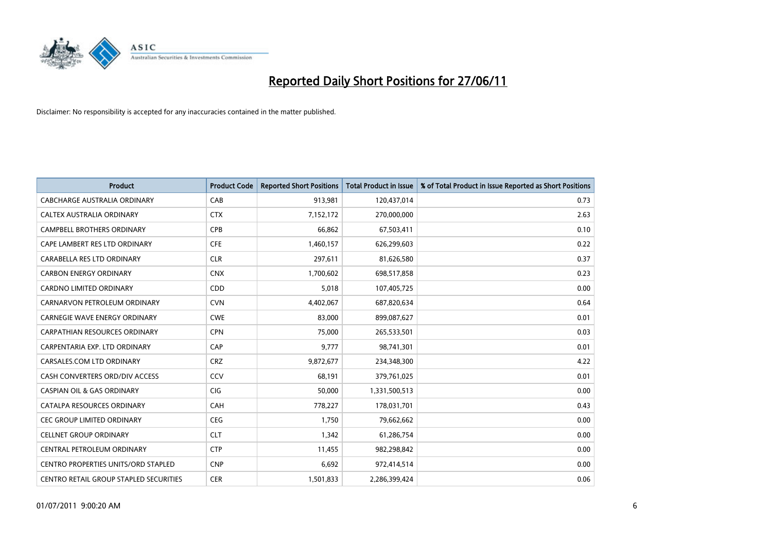# Reported Daily Short Positions for 27/06/11

Disclaimer: No responsibility is accepted for any inaccuracies contained in the matter published.

| Product | Product Code | Reported Short Positions | Total Product in Issue | % of Total Product in Issue Reported as Short Positions |
|---|---|---|---|---|
| CABCHARGE AUSTRALIA ORDINARY | CAB | 913,981 | 120,437,014 | 0.73 |
| CALTEX AUSTRALIA ORDINARY | CTX | 7,152,172 | 270,000,000 | 2.63 |
| CAMPBELL BROTHERS ORDINARY | CPB | 66,862 | 67,503,411 | 0.10 |
| CAPE LAMBERT RES LTD ORDINARY | CFE | 1,460,157 | 626,299,603 | 0.22 |
| CARABELLA RES LTD ORDINARY | CLR | 297,611 | 81,626,580 | 0.37 |
| CARBON ENERGY ORDINARY | CNX | 1,700,602 | 698,517,858 | 0.23 |
| CARDNO LIMITED ORDINARY | CDD | 5,018 | 107,405,725 | 0.00 |
| CARNARVON PETROLEUM ORDINARY | CVN | 4,402,067 | 687,820,634 | 0.64 |
| CARNEGIE WAVE ENERGY ORDINARY | CWE | 83,000 | 899,087,627 | 0.01 |
| CARPATHIAN RESOURCES ORDINARY | CPN | 75,000 | 265,533,501 | 0.03 |
| CARPENTARIA EXP. LTD ORDINARY | CAP | 9,777 | 98,741,301 | 0.01 |
| CARSALES.COM LTD ORDINARY | CRZ | 9,872,677 | 234,348,300 | 4.22 |
| CASH CONVERTERS ORD/DIV ACCESS | CCV | 68,191 | 379,761,025 | 0.01 |
| CASPIAN OIL & GAS ORDINARY | CIG | 50,000 | 1,331,500,513 | 0.00 |
| CATALPA RESOURCES ORDINARY | CAH | 778,227 | 178,031,701 | 0.43 |
| CEC GROUP LIMITED ORDINARY | CEG | 1,750 | 79,662,662 | 0.00 |
| CELLNET GROUP ORDINARY | CLT | 1,342 | 61,286,754 | 0.00 |
| CENTRAL PETROLEUM ORDINARY | CTP | 11,455 | 982,298,842 | 0.00 |
| CENTRO PROPERTIES UNITS/ORD STAPLED | CNP | 6,692 | 972,414,514 | 0.00 |
| CENTRO RETAIL GROUP STAPLED SECURITIES | CER | 1,501,833 | 2,286,399,424 | 0.06 |

01/07/2011 9:00:20 AM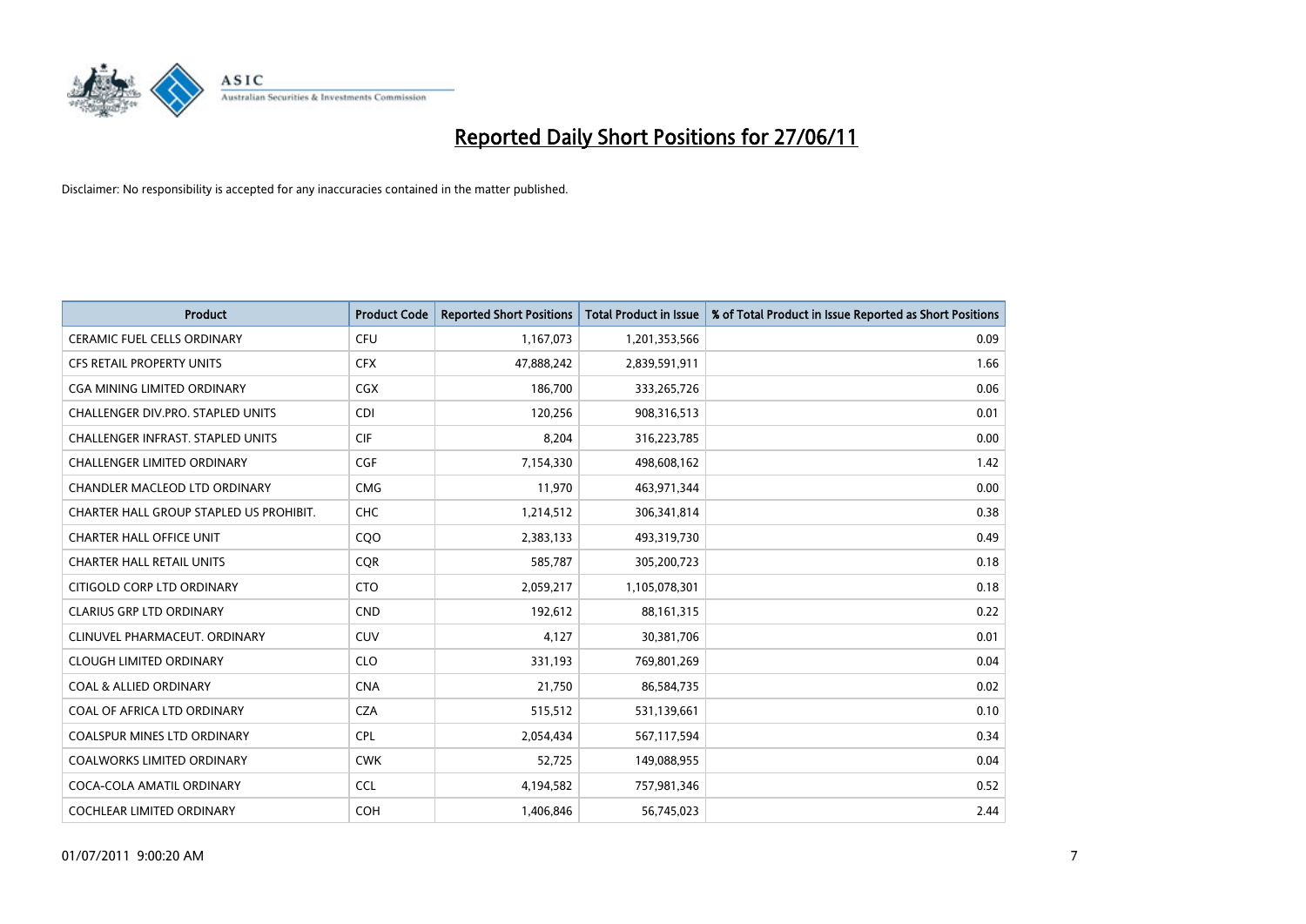# Reported Daily Short Positions for 27/06/11

Disclaimer: No responsibility is accepted for any inaccuracies contained in the matter published.

| Product | Product Code | Reported Short Positions | Total Product in Issue | % of Total Product in Issue Reported as Short Positions |
|---|---|---|---|---|
| CERAMIC FUEL CELLS ORDINARY | CFU | 1,167,073 | 1,201,353,566 | 0.09 |
| CFS RETAIL PROPERTY UNITS | CFX | 47,888,242 | 2,839,591,911 | 1.66 |
| CGA MINING LIMITED ORDINARY | CGX | 186,700 | 333,265,726 | 0.06 |
| CHALLENGER DIV.PRO. STAPLED UNITS | CDI | 120,256 | 908,316,513 | 0.01 |
| CHALLENGER INFRAST. STAPLED UNITS | CIF | 8,204 | 316,223,785 | 0.00 |
| CHALLENGER LIMITED ORDINARY | CGF | 7,154,330 | 498,608,162 | 1.42 |
| CHANDLER MACLEOD LTD ORDINARY | CMG | 11,970 | 463,971,344 | 0.00 |
| CHARTER HALL GROUP STAPLED US PROHIBIT. | CHC | 1,214,512 | 306,341,814 | 0.38 |
| CHARTER HALL OFFICE UNIT | CQO | 2,383,133 | 493,319,730 | 0.49 |
| CHARTER HALL RETAIL UNITS | CQR | 585,787 | 305,200,723 | 0.18 |
| CITIGOLD CORP LTD ORDINARY | CTO | 2,059,217 | 1,105,078,301 | 0.18 |
| CLARIUS GRP LTD ORDINARY | CND | 192,612 | 88,161,315 | 0.22 |
| CLINUVEL PHARMACEUT. ORDINARY | CUV | 4,127 | 30,381,706 | 0.01 |
| CLOUGH LIMITED ORDINARY | CLO | 331,193 | 769,801,269 | 0.04 |
| COAL & ALLIED ORDINARY | CNA | 21,750 | 86,584,735 | 0.02 |
| COAL OF AFRICA LTD ORDINARY | CZA | 515,512 | 531,139,661 | 0.10 |
| COALSPUR MINES LTD ORDINARY | CPL | 2,054,434 | 567,117,594 | 0.34 |
| COALWORKS LIMITED ORDINARY | CWK | 52,725 | 149,088,955 | 0.04 |
| COCA-COLA AMATIL ORDINARY | CCL | 4,194,582 | 757,981,346 | 0.52 |
| COCHLEAR LIMITED ORDINARY | COH | 1,406,846 | 56,745,023 | 2.44 |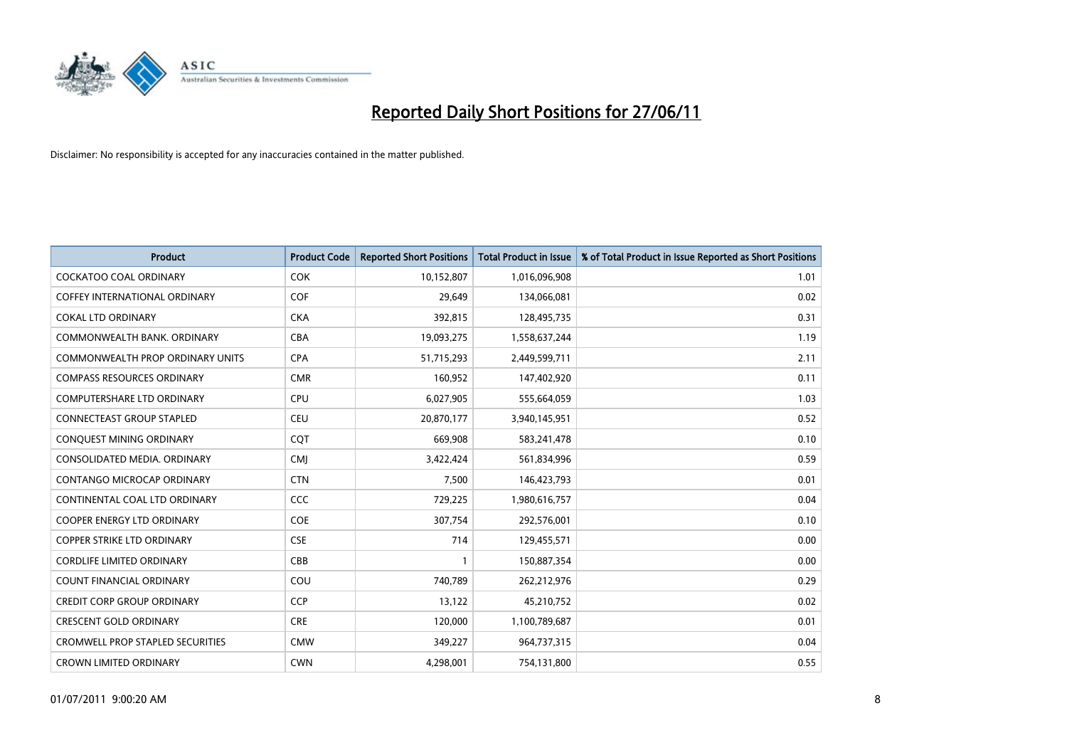# Reported Daily Short Positions for 27/06/11

Disclaimer: No responsibility is accepted for any inaccuracies contained in the matter published.

| Product | Product Code | Reported Short Positions | Total Product in Issue | % of Total Product in Issue Reported as Short Positions |
|---|---|---|---|---|
| COCKATOO COAL ORDINARY | COK | 10,152,807 | 1,016,096,908 | 1.01 |
| COFFEY INTERNATIONAL ORDINARY | COF | 29,649 | 134,066,081 | 0.02 |
| COKAL LTD ORDINARY | CKA | 392,815 | 128,495,735 | 0.31 |
| COMMONWEALTH BANK. ORDINARY | CBA | 19,093,275 | 1,558,637,244 | 1.19 |
| COMMONWEALTH PROP ORDINARY UNITS | CPA | 51,715,293 | 2,449,599,711 | 2.11 |
| COMPASS RESOURCES ORDINARY | CMR | 160,952 | 147,402,920 | 0.11 |
| COMPUTERSHARE LTD ORDINARY | CPU | 6,027,905 | 555,664,059 | 1.03 |
| CONNECTEAST GROUP STAPLED | CEU | 20,870,177 | 3,940,145,951 | 0.52 |
| CONQUEST MINING ORDINARY | CQT | 669,908 | 583,241,478 | 0.10 |
| CONSOLIDATED MEDIA. ORDINARY | CMJ | 3,422,424 | 561,834,996 | 0.59 |
| CONTANGO MICROCAP ORDINARY | CTN | 7,500 | 146,423,793 | 0.01 |
| CONTINENTAL COAL LTD ORDINARY | CCC | 729,225 | 1,980,616,757 | 0.04 |
| COOPER ENERGY LTD ORDINARY | COE | 307,754 | 292,576,001 | 0.10 |
| COPPER STRIKE LTD ORDINARY | CSE | 714 | 129,455,571 | 0.00 |
| CORDLIFE LIMITED ORDINARY | CBB | 1 | 150,887,354 | 0.00 |
| COUNT FINANCIAL ORDINARY | COU | 740,789 | 262,212,976 | 0.29 |
| CREDIT CORP GROUP ORDINARY | CCP | 13,122 | 45,210,752 | 0.02 |
| CRESCENT GOLD ORDINARY | CRE | 120,000 | 1,100,789,687 | 0.01 |
| CROMWELL PROP STAPLED SECURITIES | CMW | 349,227 | 964,737,315 | 0.04 |
| CROWN LIMITED ORDINARY | CWN | 4,298,001 | 754,131,800 | 0.55 |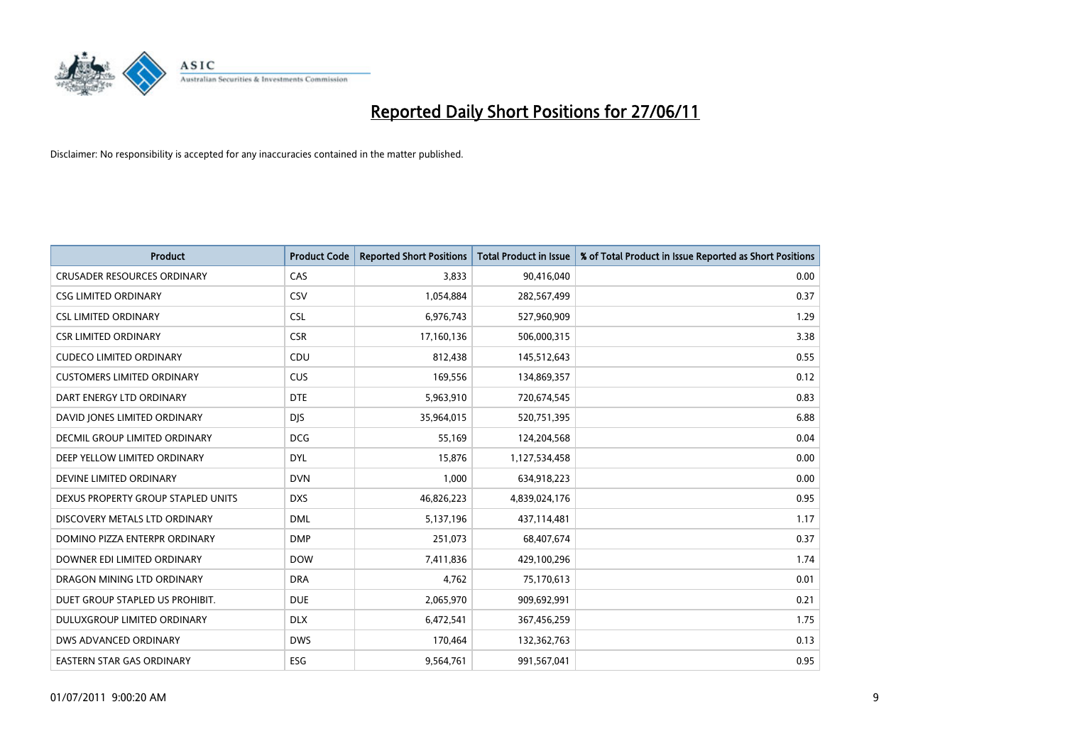# Reported Daily Short Positions for 27/06/11

Disclaimer: No responsibility is accepted for any inaccuracies contained in the matter published.

| Product | Product Code | Reported Short Positions | Total Product in Issue | % of Total Product in Issue Reported as Short Positions |
|---|---|---|---|---|
| CRUSADER RESOURCES ORDINARY | CAS | 3,833 | 90,416,040 | 0.00 |
| CSG LIMITED ORDINARY | CSV | 1,054,884 | 282,567,499 | 0.37 |
| CSL LIMITED ORDINARY | CSL | 6,976,743 | 527,960,909 | 1.29 |
| CSR LIMITED ORDINARY | CSR | 17,160,136 | 506,000,315 | 3.38 |
| CUDECO LIMITED ORDINARY | CDU | 812,438 | 145,512,643 | 0.55 |
| CUSTOMERS LIMITED ORDINARY | CUS | 169,556 | 134,869,357 | 0.12 |
| DART ENERGY LTD ORDINARY | DTE | 5,963,910 | 720,674,545 | 0.83 |
| DAVID JONES LIMITED ORDINARY | DJS | 35,964,015 | 520,751,395 | 6.88 |
| DECMIL GROUP LIMITED ORDINARY | DCG | 55,169 | 124,204,568 | 0.04 |
| DEEP YELLOW LIMITED ORDINARY | DYL | 15,876 | 1,127,534,458 | 0.00 |
| DEVINE LIMITED ORDINARY | DVN | 1,000 | 634,918,223 | 0.00 |
| DEXUS PROPERTY GROUP STAPLED UNITS | DXS | 46,826,223 | 4,839,024,176 | 0.95 |
| DISCOVERY METALS LTD ORDINARY | DML | 5,137,196 | 437,114,481 | 1.17 |
| DOMINO PIZZA ENTERPR ORDINARY | DMP | 251,073 | 68,407,674 | 0.37 |
| DOWNER EDI LIMITED ORDINARY | DOW | 7,411,836 | 429,100,296 | 1.74 |
| DRAGON MINING LTD ORDINARY | DRA | 4,762 | 75,170,613 | 0.01 |
| DUET GROUP STAPLED US PROHIBIT. | DUE | 2,065,970 | 909,692,991 | 0.21 |
| DULUXGROUP LIMITED ORDINARY | DLX | 6,472,541 | 367,456,259 | 1.75 |
| DWS ADVANCED ORDINARY | DWS | 170,464 | 132,362,763 | 0.13 |
| EASTERN STAR GAS ORDINARY | ESG | 9,564,761 | 991,567,041 | 0.95 |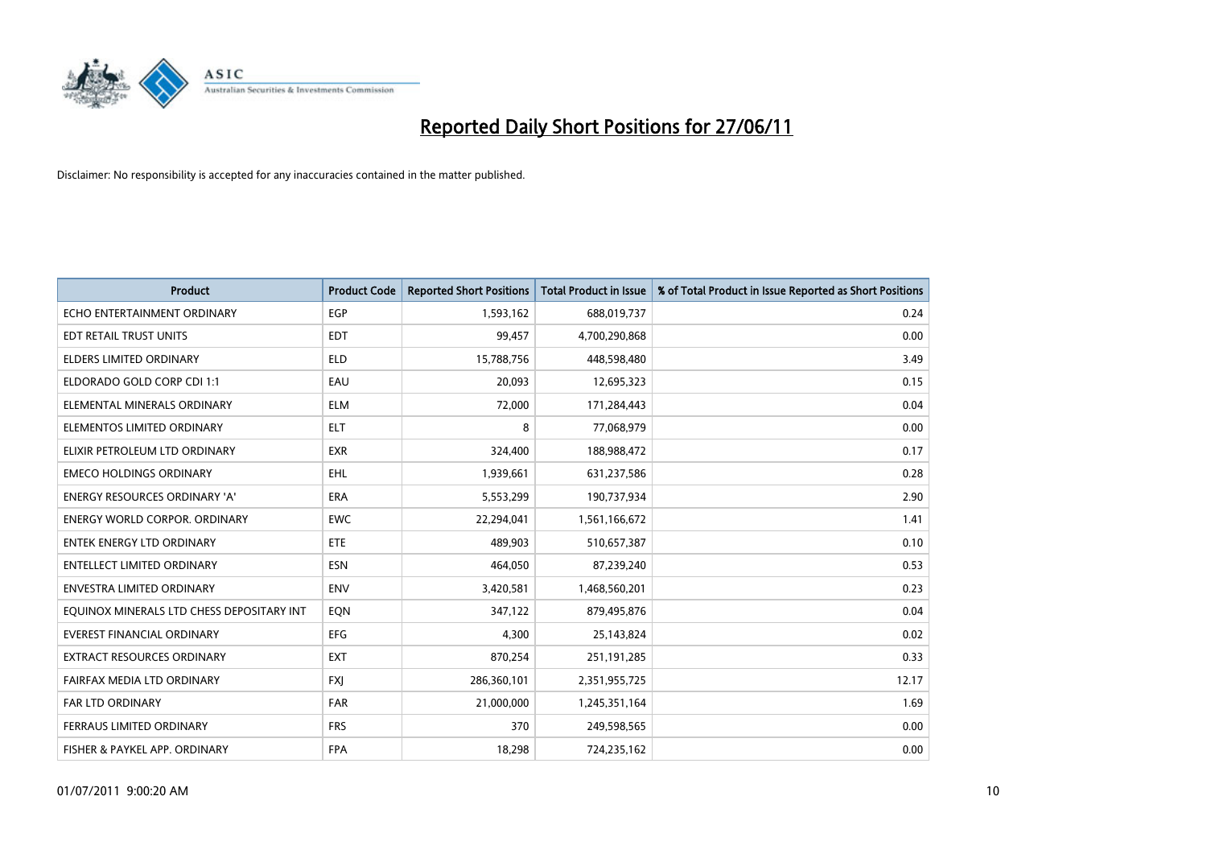# Reported Daily Short Positions for 27/06/11

Disclaimer: No responsibility is accepted for any inaccuracies contained in the matter published.

| Product | Product Code | Reported Short Positions | Total Product in Issue | % of Total Product in Issue Reported as Short Positions |
|---|---|---|---|---|
| ECHO ENTERTAINMENT ORDINARY | EGP | 1,593,162 | 688,019,737 | 0.24 |
| EDT RETAIL TRUST UNITS | EDT | 99,457 | 4,700,290,868 | 0.00 |
| ELDERS LIMITED ORDINARY | ELD | 15,788,756 | 448,598,480 | 3.49 |
| ELDORADO GOLD CORP CDI 1:1 | EAU | 20,093 | 12,695,323 | 0.15 |
| ELEMENTAL MINERALS ORDINARY | ELM | 72,000 | 171,284,443 | 0.04 |
| ELEMENTOS LIMITED ORDINARY | ELT | 8 | 77,068,979 | 0.00 |
| ELIXIR PETROLEUM LTD ORDINARY | EXR | 324,400 | 188,988,472 | 0.17 |
| EMECO HOLDINGS ORDINARY | EHL | 1,939,661 | 631,237,586 | 0.28 |
| ENERGY RESOURCES ORDINARY 'A' | ERA | 5,553,299 | 190,737,934 | 2.90 |
| ENERGY WORLD CORPOR. ORDINARY | EWC | 22,294,041 | 1,561,166,672 | 1.41 |
| ENTEK ENERGY LTD ORDINARY | ETE | 489,903 | 510,657,387 | 0.10 |
| ENTELLECT LIMITED ORDINARY | ESN | 464,050 | 87,239,240 | 0.53 |
| ENVESTRA LIMITED ORDINARY | ENV | 3,420,581 | 1,468,560,201 | 0.23 |
| EQUINOX MINERALS LTD CHESS DEPOSITARY INT | EQN | 347,122 | 879,495,876 | 0.04 |
| EVEREST FINANCIAL ORDINARY | EFG | 4,300 | 25,143,824 | 0.02 |
| EXTRACT RESOURCES ORDINARY | EXT | 870,254 | 251,191,285 | 0.33 |
| FAIRFAX MEDIA LTD ORDINARY | FXJ | 286,360,101 | 2,351,955,725 | 12.17 |
| FAR LTD ORDINARY | FAR | 21,000,000 | 1,245,351,164 | 1.69 |
| FERRAUS LIMITED ORDINARY | FRS | 370 | 249,598,565 | 0.00 |
| FISHER & PAYKEL APP. ORDINARY | FPA | 18,298 | 724,235,162 | 0.00 |

01/07/2011 9:00:20 AM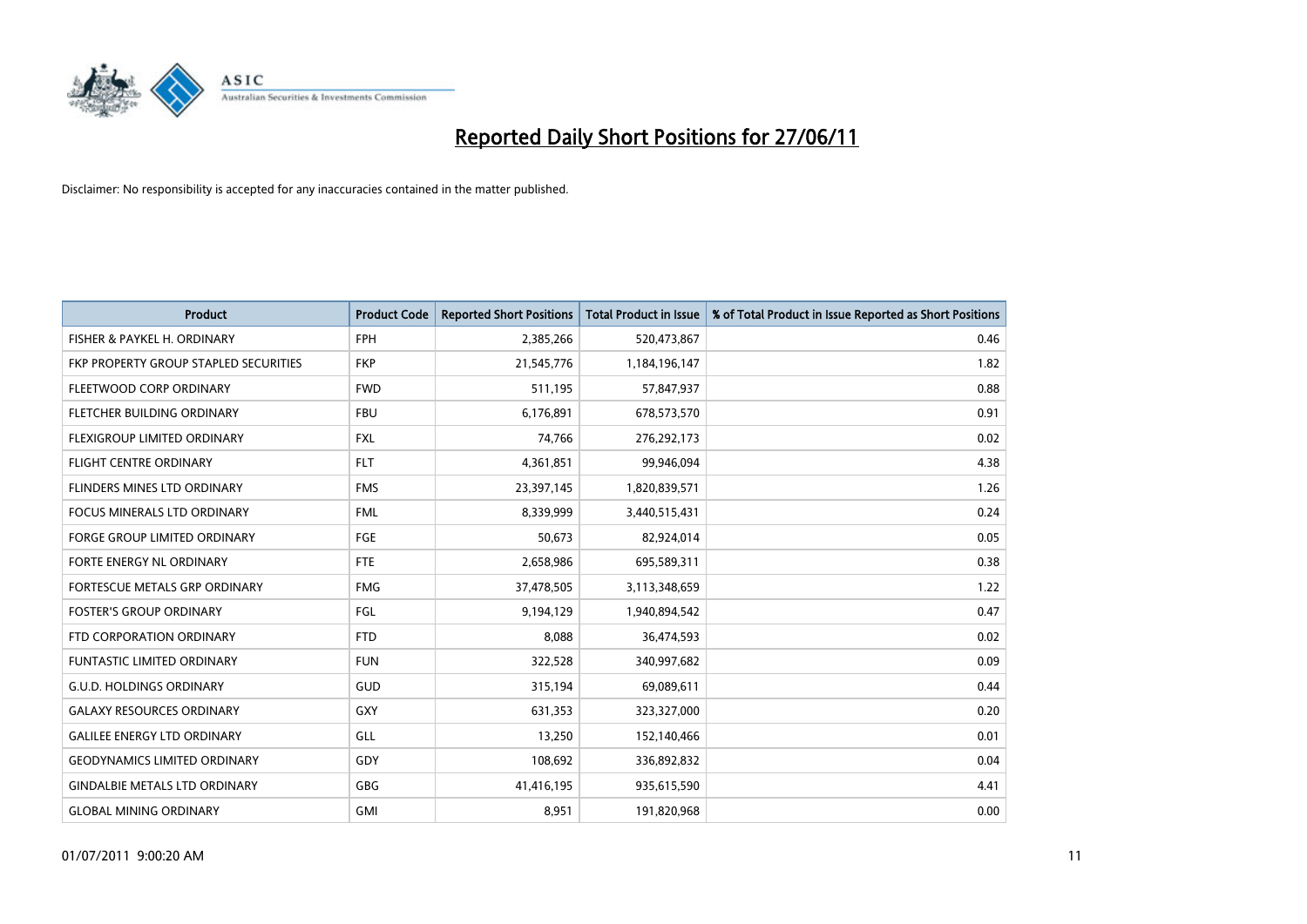# Reported Daily Short Positions for 27/06/11

Disclaimer: No responsibility is accepted for any inaccuracies contained in the matter published.

| Product | Product Code | Reported Short Positions | Total Product in Issue | % of Total Product in Issue Reported as Short Positions |
|---|---|---|---|---|
| FISHER & PAYKEL H. ORDINARY | FPH | 2,385,266 | 520,473,867 | 0.46 |
| FKP PROPERTY GROUP STAPLED SECURITIES | FKP | 21,545,776 | 1,184,196,147 | 1.82 |
| FLEETWOOD CORP ORDINARY | FWD | 511,195 | 57,847,937 | 0.88 |
| FLETCHER BUILDING ORDINARY | FBU | 6,176,891 | 678,573,570 | 0.91 |
| FLEXIGROUP LIMITED ORDINARY | FXL | 74,766 | 276,292,173 | 0.02 |
| FLIGHT CENTRE ORDINARY | FLT | 4,361,851 | 99,946,094 | 4.38 |
| FLINDERS MINES LTD ORDINARY | FMS | 23,397,145 | 1,820,839,571 | 1.26 |
| FOCUS MINERALS LTD ORDINARY | FML | 8,339,999 | 3,440,515,431 | 0.24 |
| FORGE GROUP LIMITED ORDINARY | FGE | 50,673 | 82,924,014 | 0.05 |
| FORTE ENERGY NL ORDINARY | FTE | 2,658,986 | 695,589,311 | 0.38 |
| FORTESCUE METALS GRP ORDINARY | FMG | 37,478,505 | 3,113,348,659 | 1.22 |
| FOSTER'S GROUP ORDINARY | FGL | 9,194,129 | 1,940,894,542 | 0.47 |
| FTD CORPORATION ORDINARY | FTD | 8,088 | 36,474,593 | 0.02 |
| FUNTASTIC LIMITED ORDINARY | FUN | 322,528 | 340,997,682 | 0.09 |
| G.U.D. HOLDINGS ORDINARY | GUD | 315,194 | 69,089,611 | 0.44 |
| GALAXY RESOURCES ORDINARY | GXY | 631,353 | 323,327,000 | 0.20 |
| GALILEE ENERGY LTD ORDINARY | GLL | 13,250 | 152,140,466 | 0.01 |
| GEODYNAMICS LIMITED ORDINARY | GDY | 108,692 | 336,892,832 | 0.04 |
| GINDALBIE METALS LTD ORDINARY | GBG | 41,416,195 | 935,615,590 | 4.41 |
| GLOBAL MINING ORDINARY | GMI | 8,951 | 191,820,968 | 0.00 |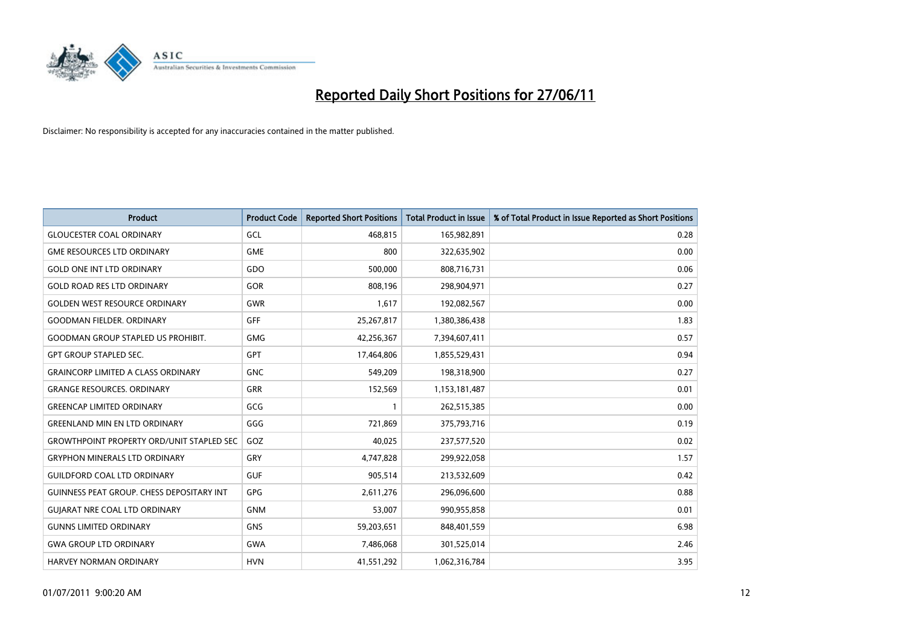# Reported Daily Short Positions for 27/06/11

Disclaimer: No responsibility is accepted for any inaccuracies contained in the matter published.

| Product | Product Code | Reported Short Positions | Total Product in Issue | % of Total Product in Issue Reported as Short Positions |
|---|---|---|---|---|
| GLOUCESTER COAL ORDINARY | GCL | 468,815 | 165,982,891 | 0.28 |
| GME RESOURCES LTD ORDINARY | GME | 800 | 322,635,902 | 0.00 |
| GOLD ONE INT LTD ORDINARY | GDO | 500,000 | 808,716,731 | 0.06 |
| GOLD ROAD RES LTD ORDINARY | GOR | 808,196 | 298,904,971 | 0.27 |
| GOLDEN WEST RESOURCE ORDINARY | GWR | 1,617 | 192,082,567 | 0.00 |
| GOODMAN FIELDER. ORDINARY | GFF | 25,267,817 | 1,380,386,438 | 1.83 |
| GOODMAN GROUP STAPLED US PROHIBIT. | GMG | 42,256,367 | 7,394,607,411 | 0.57 |
| GPT GROUP STAPLED SEC. | GPT | 17,464,806 | 1,855,529,431 | 0.94 |
| GRAINCORP LIMITED A CLASS ORDINARY | GNC | 549,209 | 198,318,900 | 0.27 |
| GRANGE RESOURCES. ORDINARY | GRR | 152,569 | 1,153,181,487 | 0.01 |
| GREENCAP LIMITED ORDINARY | GCG | 1 | 262,515,385 | 0.00 |
| GREENLAND MIN EN LTD ORDINARY | GGG | 721,869 | 375,793,716 | 0.19 |
| GROWTHPOINT PROPERTY ORD/UNIT STAPLED SEC | GOZ | 40,025 | 237,577,520 | 0.02 |
| GRYPHON MINERALS LTD ORDINARY | GRY | 4,747,828 | 299,922,058 | 1.57 |
| GUILDFORD COAL LTD ORDINARY | GUF | 905,514 | 213,532,609 | 0.42 |
| GUINNESS PEAT GROUP. CHESS DEPOSITARY INT | GPG | 2,611,276 | 296,096,600 | 0.88 |
| GUJARAT NRE COAL LTD ORDINARY | GNM | 53,007 | 990,955,858 | 0.01 |
| GUNNS LIMITED ORDINARY | GNS | 59,203,651 | 848,401,559 | 6.98 |
| GWA GROUP LTD ORDINARY | GWA | 7,486,068 | 301,525,014 | 2.46 |
| HARVEY NORMAN ORDINARY | HVN | 41,551,292 | 1,062,316,784 | 3.95 |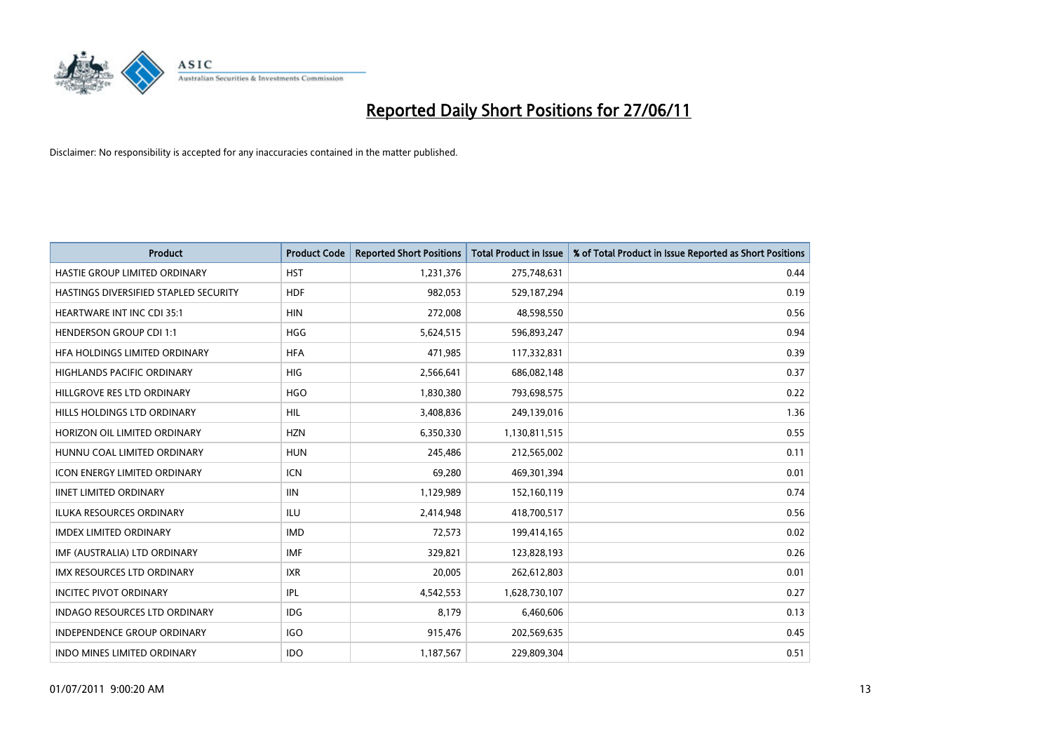# Reported Daily Short Positions for 27/06/11

Disclaimer: No responsibility is accepted for any inaccuracies contained in the matter published.

| Product | Product Code | Reported Short Positions | Total Product in Issue | % of Total Product in Issue Reported as Short Positions |
|---|---|---|---|---|
| HASTIE GROUP LIMITED ORDINARY | HST | 1,231,376 | 275,748,631 | 0.44 |
| HASTINGS DIVERSIFIED STAPLED SECURITY | HDF | 982,053 | 529,187,294 | 0.19 |
| HEARTWARE INT INC CDI 35:1 | HIN | 272,008 | 48,598,550 | 0.56 |
| HENDERSON GROUP CDI 1:1 | HGG | 5,624,515 | 596,893,247 | 0.94 |
| HFA HOLDINGS LIMITED ORDINARY | HFA | 471,985 | 117,332,831 | 0.39 |
| HIGHLANDS PACIFIC ORDINARY | HIG | 2,566,641 | 686,082,148 | 0.37 |
| HILLGROVE RES LTD ORDINARY | HGO | 1,830,380 | 793,698,575 | 0.22 |
| HILLS HOLDINGS LTD ORDINARY | HIL | 3,408,836 | 249,139,016 | 1.36 |
| HORIZON OIL LIMITED ORDINARY | HZN | 6,350,330 | 1,130,811,515 | 0.55 |
| HUNNU COAL LIMITED ORDINARY | HUN | 245,486 | 212,565,002 | 0.11 |
| ICON ENERGY LIMITED ORDINARY | ICN | 69,280 | 469,301,394 | 0.01 |
| IINET LIMITED ORDINARY | IIN | 1,129,989 | 152,160,119 | 0.74 |
| ILUKA RESOURCES ORDINARY | ILU | 2,414,948 | 418,700,517 | 0.56 |
| IMDEX LIMITED ORDINARY | IMD | 72,573 | 199,414,165 | 0.02 |
| IMF (AUSTRALIA) LTD ORDINARY | IMF | 329,821 | 123,828,193 | 0.26 |
| IMX RESOURCES LTD ORDINARY | IXR | 20,005 | 262,612,803 | 0.01 |
| INCITEC PIVOT ORDINARY | IPL | 4,542,553 | 1,628,730,107 | 0.27 |
| INDAGO RESOURCES LTD ORDINARY | IDG | 8,179 | 6,460,606 | 0.13 |
| INDEPENDENCE GROUP ORDINARY | IGO | 915,476 | 202,569,635 | 0.45 |
| INDO MINES LIMITED ORDINARY | IDO | 1,187,567 | 229,809,304 | 0.51 |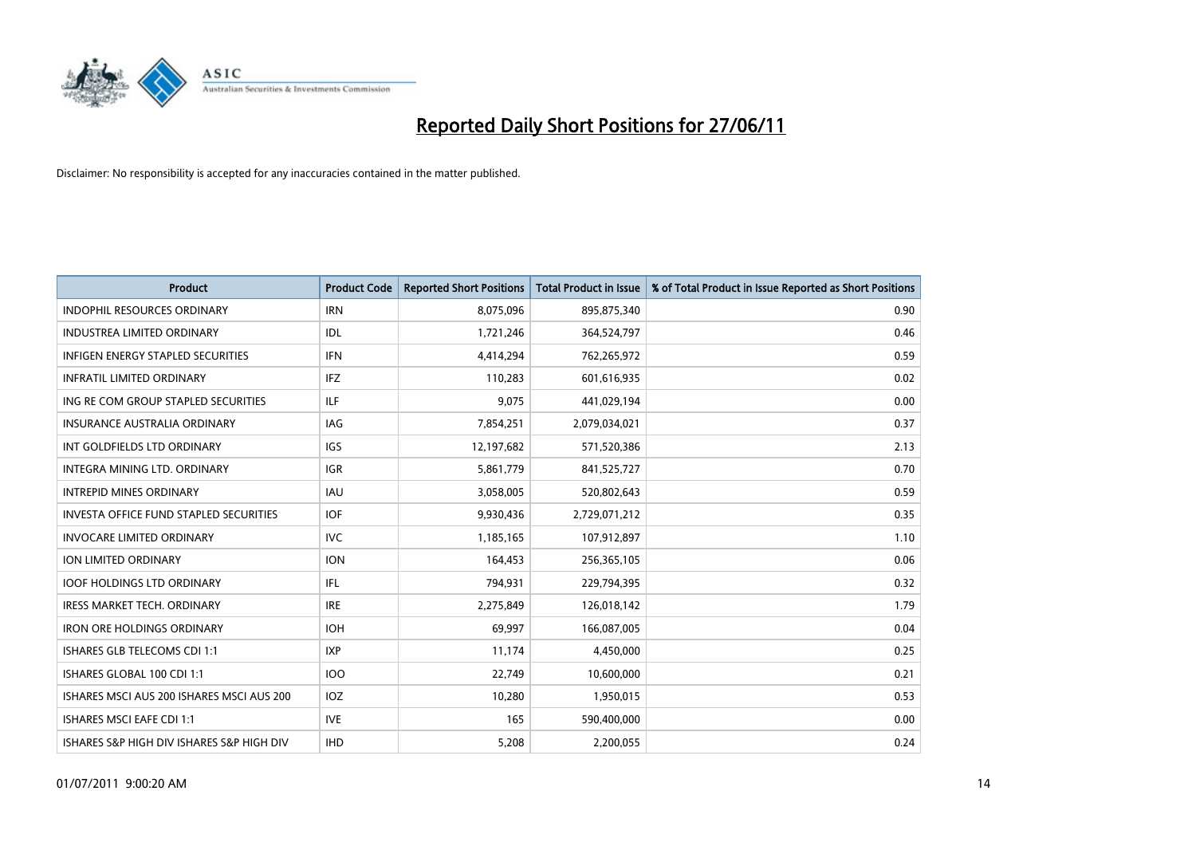# Reported Daily Short Positions for 27/06/11

Disclaimer: No responsibility is accepted for any inaccuracies contained in the matter published.

| Product | Product Code | Reported Short Positions | Total Product in Issue | % of Total Product in Issue Reported as Short Positions |
|---|---|---|---|---|
| INDOPHIL RESOURCES ORDINARY | IRN | 8,075,096 | 895,875,340 | 0.90 |
| INDUSTREA LIMITED ORDINARY | IDL | 1,721,246 | 364,524,797 | 0.46 |
| INFIGEN ENERGY STAPLED SECURITIES | IFN | 4,414,294 | 762,265,972 | 0.59 |
| INFRATIL LIMITED ORDINARY | IFZ | 110,283 | 601,616,935 | 0.02 |
| ING RE COM GROUP STAPLED SECURITIES | ILF | 9,075 | 441,029,194 | 0.00 |
| INSURANCE AUSTRALIA ORDINARY | IAG | 7,854,251 | 2,079,034,021 | 0.37 |
| INT GOLDFIELDS LTD ORDINARY | IGS | 12,197,682 | 571,520,386 | 2.13 |
| INTEGRA MINING LTD. ORDINARY | IGR | 5,861,779 | 841,525,727 | 0.70 |
| INTREPID MINES ORDINARY | IAU | 3,058,005 | 520,802,643 | 0.59 |
| INVESTA OFFICE FUND STAPLED SECURITIES | IOF | 9,930,436 | 2,729,071,212 | 0.35 |
| INVOCARE LIMITED ORDINARY | IVC | 1,185,165 | 107,912,897 | 1.10 |
| ION LIMITED ORDINARY | ION | 164,453 | 256,365,105 | 0.06 |
| IOOF HOLDINGS LTD ORDINARY | IFL | 794,931 | 229,794,395 | 0.32 |
| IRESS MARKET TECH. ORDINARY | IRE | 2,275,849 | 126,018,142 | 1.79 |
| IRON ORE HOLDINGS ORDINARY | IOH | 69,997 | 166,087,005 | 0.04 |
| ISHARES GLB TELECOMS CDI 1:1 | IXP | 11,174 | 4,450,000 | 0.25 |
| ISHARES GLOBAL 100 CDI 1:1 | IOO | 22,749 | 10,600,000 | 0.21 |
| ISHARES MSCI AUS 200 ISHARES MSCI AUS 200 | IOZ | 10,280 | 1,950,015 | 0.53 |
| ISHARES MSCI EAFE CDI 1:1 | IVE | 165 | 590,400,000 | 0.00 |
| ISHARES S&P HIGH DIV ISHARES S&P HIGH DIV | IHD | 5,208 | 2,200,055 | 0.24 |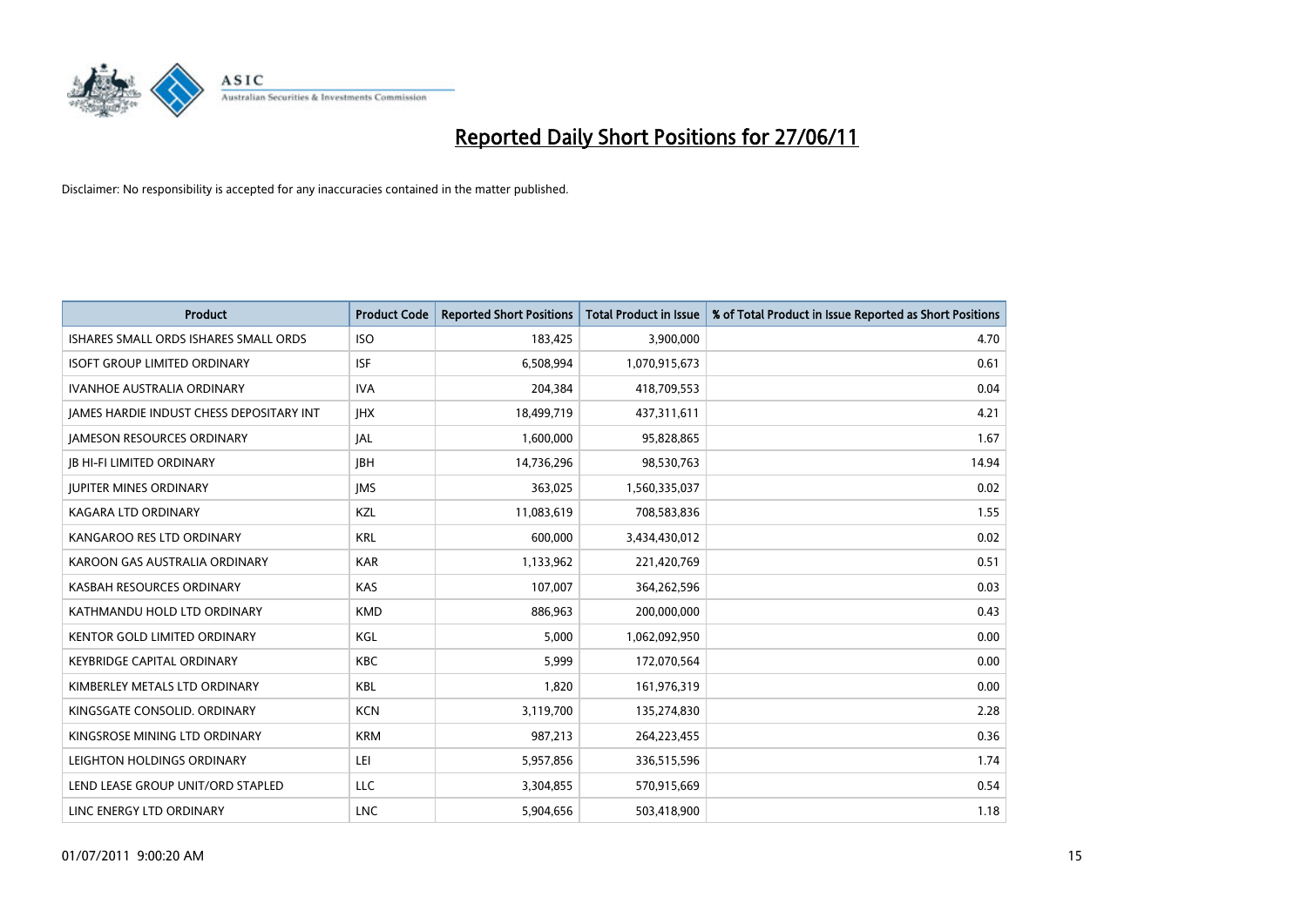# Reported Daily Short Positions for 27/06/11

Disclaimer: No responsibility is accepted for any inaccuracies contained in the matter published.

| Product | Product Code | Reported Short Positions | Total Product in Issue | % of Total Product in Issue Reported as Short Positions |
|---|---|---|---|---|
| ISHARES SMALL ORDS ISHARES SMALL ORDS | ISO | 183,425 | 3,900,000 | 4.70 |
| ISOFT GROUP LIMITED ORDINARY | ISF | 6,508,994 | 1,070,915,673 | 0.61 |
| IVANHOE AUSTRALIA ORDINARY | IVA | 204,384 | 418,709,553 | 0.04 |
| JAMES HARDIE INDUST CHESS DEPOSITARY INT | JHX | 18,499,719 | 437,311,611 | 4.21 |
| JAMESON RESOURCES ORDINARY | JAL | 1,600,000 | 95,828,865 | 1.67 |
| JB HI-FI LIMITED ORDINARY | JBH | 14,736,296 | 98,530,763 | 14.94 |
| JUPITER MINES ORDINARY | JMS | 363,025 | 1,560,335,037 | 0.02 |
| KAGARA LTD ORDINARY | KZL | 11,083,619 | 708,583,836 | 1.55 |
| KANGAROO RES LTD ORDINARY | KRL | 600,000 | 3,434,430,012 | 0.02 |
| KAROON GAS AUSTRALIA ORDINARY | KAR | 1,133,962 | 221,420,769 | 0.51 |
| KASBAH RESOURCES ORDINARY | KAS | 107,007 | 364,262,596 | 0.03 |
| KATHMANDU HOLD LTD ORDINARY | KMD | 886,963 | 200,000,000 | 0.43 |
| KENTOR GOLD LIMITED ORDINARY | KGL | 5,000 | 1,062,092,950 | 0.00 |
| KEYBRIDGE CAPITAL ORDINARY | KBC | 5,999 | 172,070,564 | 0.00 |
| KIMBERLEY METALS LTD ORDINARY | KBL | 1,820 | 161,976,319 | 0.00 |
| KINGSGATE CONSOLID. ORDINARY | KCN | 3,119,700 | 135,274,830 | 2.28 |
| KINGSROSE MINING LTD ORDINARY | KRM | 987,213 | 264,223,455 | 0.36 |
| LEIGHTON HOLDINGS ORDINARY | LEI | 5,957,856 | 336,515,596 | 1.74 |
| LEND LEASE GROUP UNIT/ORD STAPLED | LLC | 3,304,855 | 570,915,669 | 0.54 |
| LINC ENERGY LTD ORDINARY | LNC | 5,904,656 | 503,418,900 | 1.18 |

01/07/2011 9:00:20 AM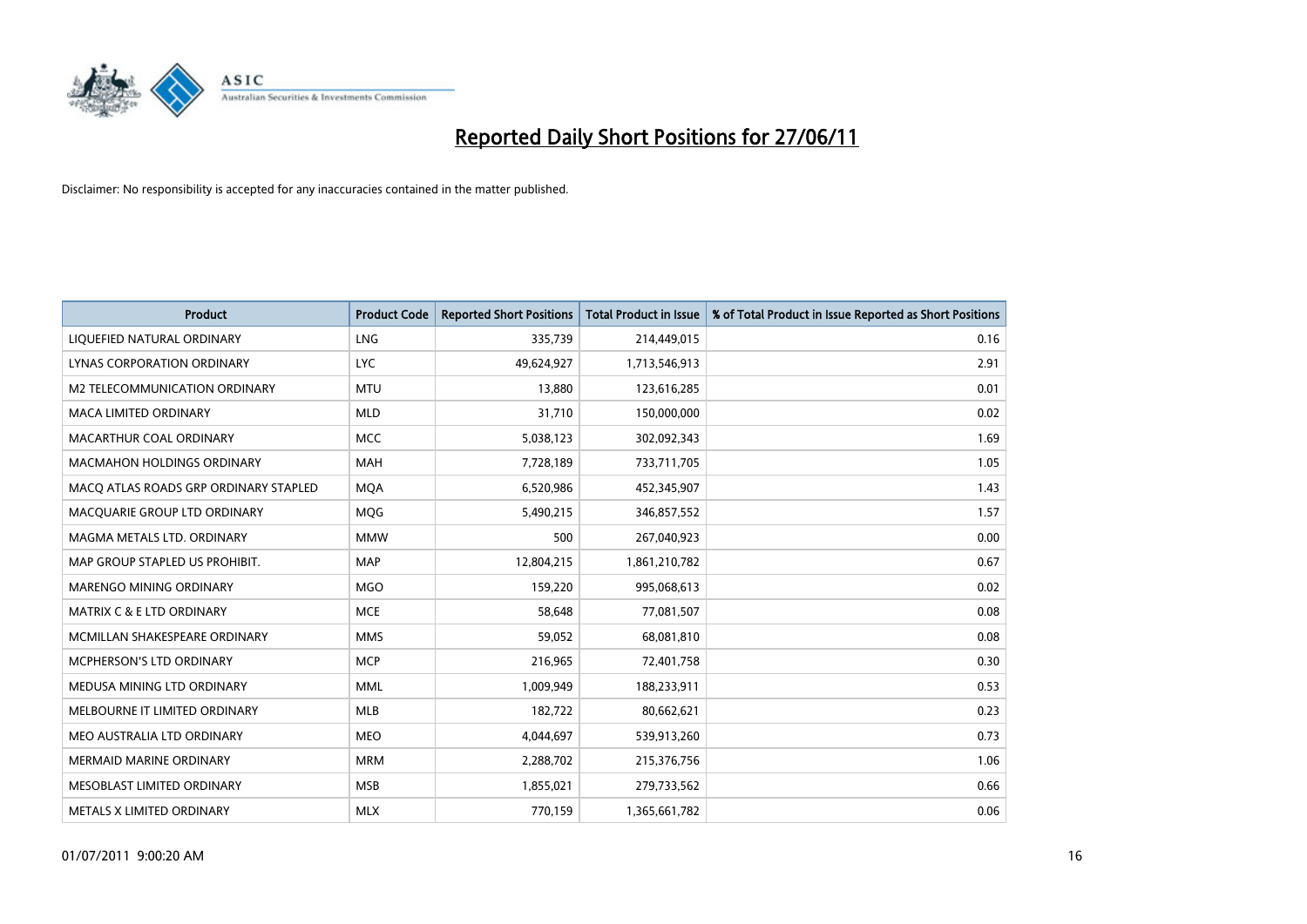# Reported Daily Short Positions for 27/06/11

Disclaimer: No responsibility is accepted for any inaccuracies contained in the matter published.

| Product | Product Code | Reported Short Positions | Total Product in Issue | % of Total Product in Issue Reported as Short Positions |
| --- | --- | --- | --- | --- |
| LIQUEFIED NATURAL ORDINARY | LNG | 335,739 | 214,449,015 | 0.16 |
| LYNAS CORPORATION ORDINARY | LYC | 49,624,927 | 1,713,546,913 | 2.91 |
| M2 TELECOMMUNICATION ORDINARY | MTU | 13,880 | 123,616,285 | 0.01 |
| MACA LIMITED ORDINARY | MLD | 31,710 | 150,000,000 | 0.02 |
| MACARTHUR COAL ORDINARY | MCC | 5,038,123 | 302,092,343 | 1.69 |
| MACMAHON HOLDINGS ORDINARY | MAH | 7,728,189 | 733,711,705 | 1.05 |
| MACQ ATLAS ROADS GRP ORDINARY STAPLED | MQA | 6,520,986 | 452,345,907 | 1.43 |
| MACQUARIE GROUP LTD ORDINARY | MQG | 5,490,215 | 346,857,552 | 1.57 |
| MAGMA METALS LTD. ORDINARY | MMW | 500 | 267,040,923 | 0.00 |
| MAP GROUP STAPLED US PROHIBIT. | MAP | 12,804,215 | 1,861,210,782 | 0.67 |
| MARENGO MINING ORDINARY | MGO | 159,220 | 995,068,613 | 0.02 |
| MATRIX C & E LTD ORDINARY | MCE | 58,648 | 77,081,507 | 0.08 |
| MCMILLAN SHAKESPEARE ORDINARY | MMS | 59,052 | 68,081,810 | 0.08 |
| MCPHERSON'S LTD ORDINARY | MCP | 216,965 | 72,401,758 | 0.30 |
| MEDUSA MINING LTD ORDINARY | MML | 1,009,949 | 188,233,911 | 0.53 |
| MELBOURNE IT LIMITED ORDINARY | MLB | 182,722 | 80,662,621 | 0.23 |
| MEO AUSTRALIA LTD ORDINARY | MEO | 4,044,697 | 539,913,260 | 0.73 |
| MERMAID MARINE ORDINARY | MRM | 2,288,702 | 215,376,756 | 1.06 |
| MESOBLAST LIMITED ORDINARY | MSB | 1,855,021 | 279,733,562 | 0.66 |
| METALS X LIMITED ORDINARY | MLX | 770,159 | 1,365,661,782 | 0.06 |

01/07/2011 9:00:20 AM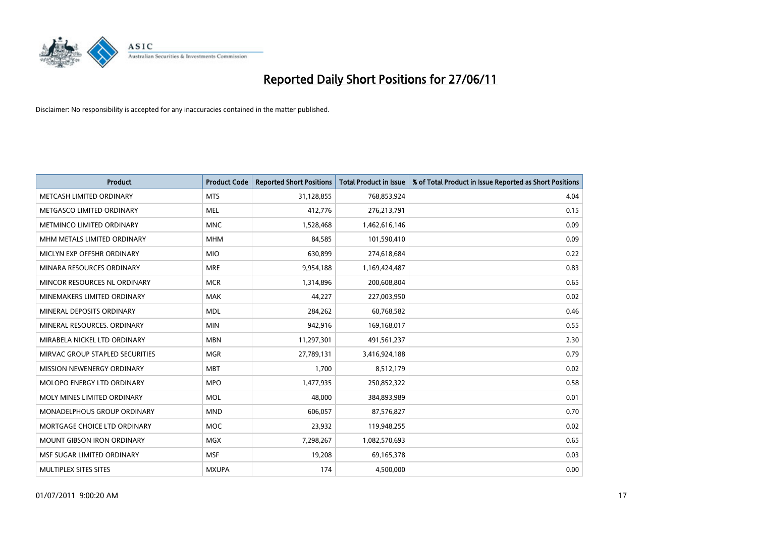# Reported Daily Short Positions for 27/06/11

Disclaimer: No responsibility is accepted for any inaccuracies contained in the matter published.

| Product | Product Code | Reported Short Positions | Total Product in Issue | % of Total Product in Issue Reported as Short Positions |
|---|---|---|---|---|
| METCASH LIMITED ORDINARY | MTS | 31,128,855 | 768,853,924 | 4.04 |
| METGASCO LIMITED ORDINARY | MEL | 412,776 | 276,213,791 | 0.15 |
| METMINCO LIMITED ORDINARY | MNC | 1,528,468 | 1,462,616,146 | 0.09 |
| MHM METALS LIMITED ORDINARY | MHM | 84,585 | 101,590,410 | 0.09 |
| MICLYN EXP OFFSHR ORDINARY | MIO | 630,899 | 274,618,684 | 0.22 |
| MINARA RESOURCES ORDINARY | MRE | 9,954,188 | 1,169,424,487 | 0.83 |
| MINCOR RESOURCES NL ORDINARY | MCR | 1,314,896 | 200,608,804 | 0.65 |
| MINEMAKERS LIMITED ORDINARY | MAK | 44,227 | 227,003,950 | 0.02 |
| MINERAL DEPOSITS ORDINARY | MDL | 284,262 | 60,768,582 | 0.46 |
| MINERAL RESOURCES. ORDINARY | MIN | 942,916 | 169,168,017 | 0.55 |
| MIRABELA NICKEL LTD ORDINARY | MBN | 11,297,301 | 491,561,237 | 2.30 |
| MIRVAC GROUP STAPLED SECURITIES | MGR | 27,789,131 | 3,416,924,188 | 0.79 |
| MISSION NEWENERGY ORDINARY | MBT | 1,700 | 8,512,179 | 0.02 |
| MOLOPO ENERGY LTD ORDINARY | MPO | 1,477,935 | 250,852,322 | 0.58 |
| MOLY MINES LIMITED ORDINARY | MOL | 48,000 | 384,893,989 | 0.01 |
| MONADELPHOUS GROUP ORDINARY | MND | 606,057 | 87,576,827 | 0.70 |
| MORTGAGE CHOICE LTD ORDINARY | MOC | 23,932 | 119,948,255 | 0.02 |
| MOUNT GIBSON IRON ORDINARY | MGX | 7,298,267 | 1,082,570,693 | 0.65 |
| MSF SUGAR LIMITED ORDINARY | MSF | 19,208 | 69,165,378 | 0.03 |
| MULTIPLEX SITES SITES | MXUPA | 174 | 4,500,000 | 0.00 |

01/07/2011 9:00:20 AM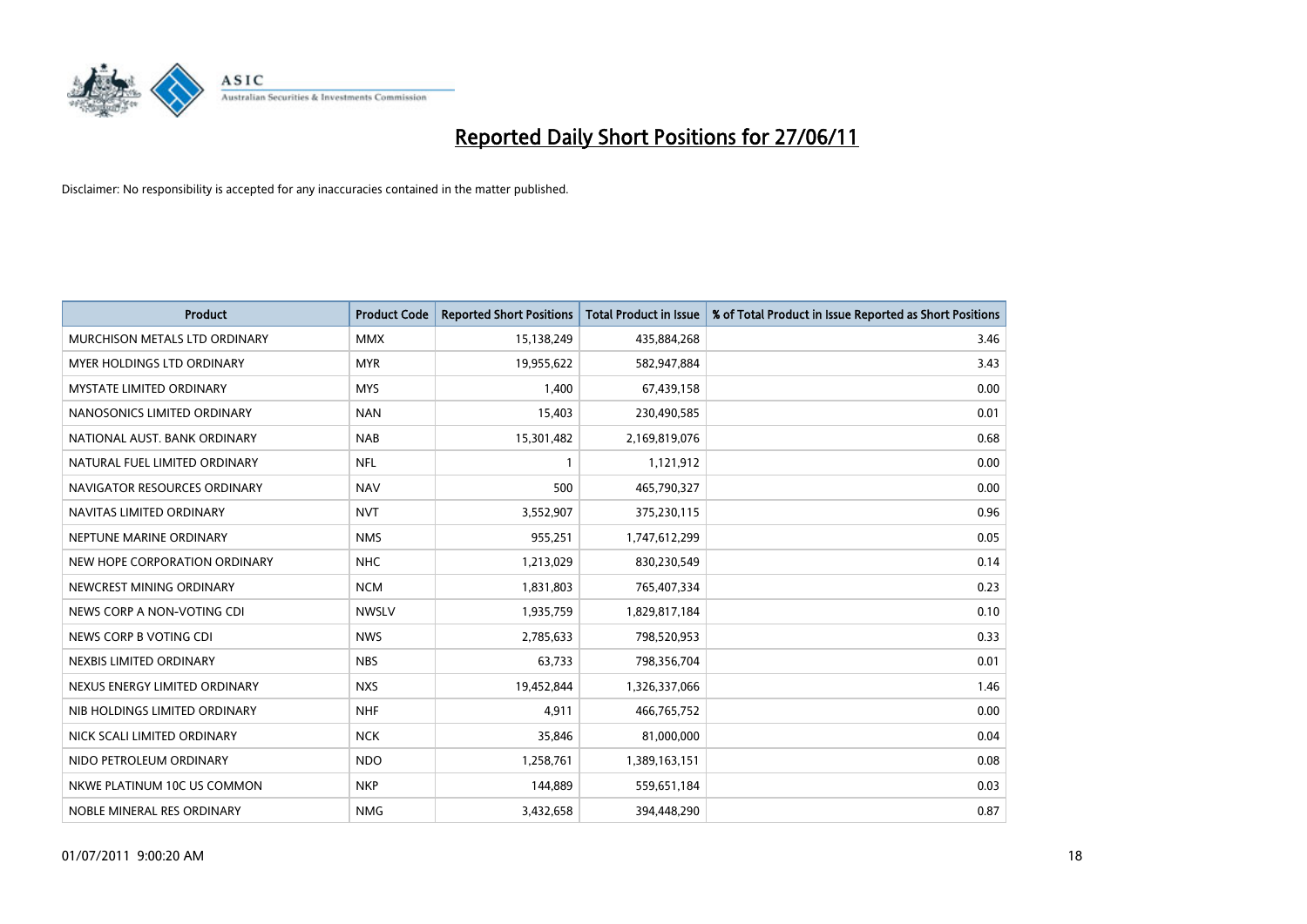# Reported Daily Short Positions for 27/06/11

Disclaimer: No responsibility is accepted for any inaccuracies contained in the matter published.

| Product | Product Code | Reported Short Positions | Total Product in Issue | % of Total Product in Issue Reported as Short Positions |
|---|---|---|---|---|
| MURCHISON METALS LTD ORDINARY | MMX | 15,138,249 | 435,884,268 | 3.46 |
| MYER HOLDINGS LTD ORDINARY | MYR | 19,955,622 | 582,947,884 | 3.43 |
| MYSTATE LIMITED ORDINARY | MYS | 1,400 | 67,439,158 | 0.00 |
| NANOSONICS LIMITED ORDINARY | NAN | 15,403 | 230,490,585 | 0.01 |
| NATIONAL AUST. BANK ORDINARY | NAB | 15,301,482 | 2,169,819,076 | 0.68 |
| NATURAL FUEL LIMITED ORDINARY | NFL | 1 | 1,121,912 | 0.00 |
| NAVIGATOR RESOURCES ORDINARY | NAV | 500 | 465,790,327 | 0.00 |
| NAVITAS LIMITED ORDINARY | NVT | 3,552,907 | 375,230,115 | 0.96 |
| NEPTUNE MARINE ORDINARY | NMS | 955,251 | 1,747,612,299 | 0.05 |
| NEW HOPE CORPORATION ORDINARY | NHC | 1,213,029 | 830,230,549 | 0.14 |
| NEWCREST MINING ORDINARY | NCM | 1,831,803 | 765,407,334 | 0.23 |
| NEWS CORP A NON-VOTING CDI | NWSLV | 1,935,759 | 1,829,817,184 | 0.10 |
| NEWS CORP B VOTING CDI | NWS | 2,785,633 | 798,520,953 | 0.33 |
| NEXBIS LIMITED ORDINARY | NBS | 63,733 | 798,356,704 | 0.01 |
| NEXUS ENERGY LIMITED ORDINARY | NXS | 19,452,844 | 1,326,337,066 | 1.46 |
| NIB HOLDINGS LIMITED ORDINARY | NHF | 4,911 | 466,765,752 | 0.00 |
| NICK SCALI LIMITED ORDINARY | NCK | 35,846 | 81,000,000 | 0.04 |
| NIDO PETROLEUM ORDINARY | NDO | 1,258,761 | 1,389,163,151 | 0.08 |
| NKWE PLATINUM 10C US COMMON | NKP | 144,889 | 559,651,184 | 0.03 |
| NOBLE MINERAL RES ORDINARY | NMG | 3,432,658 | 394,448,290 | 0.87 |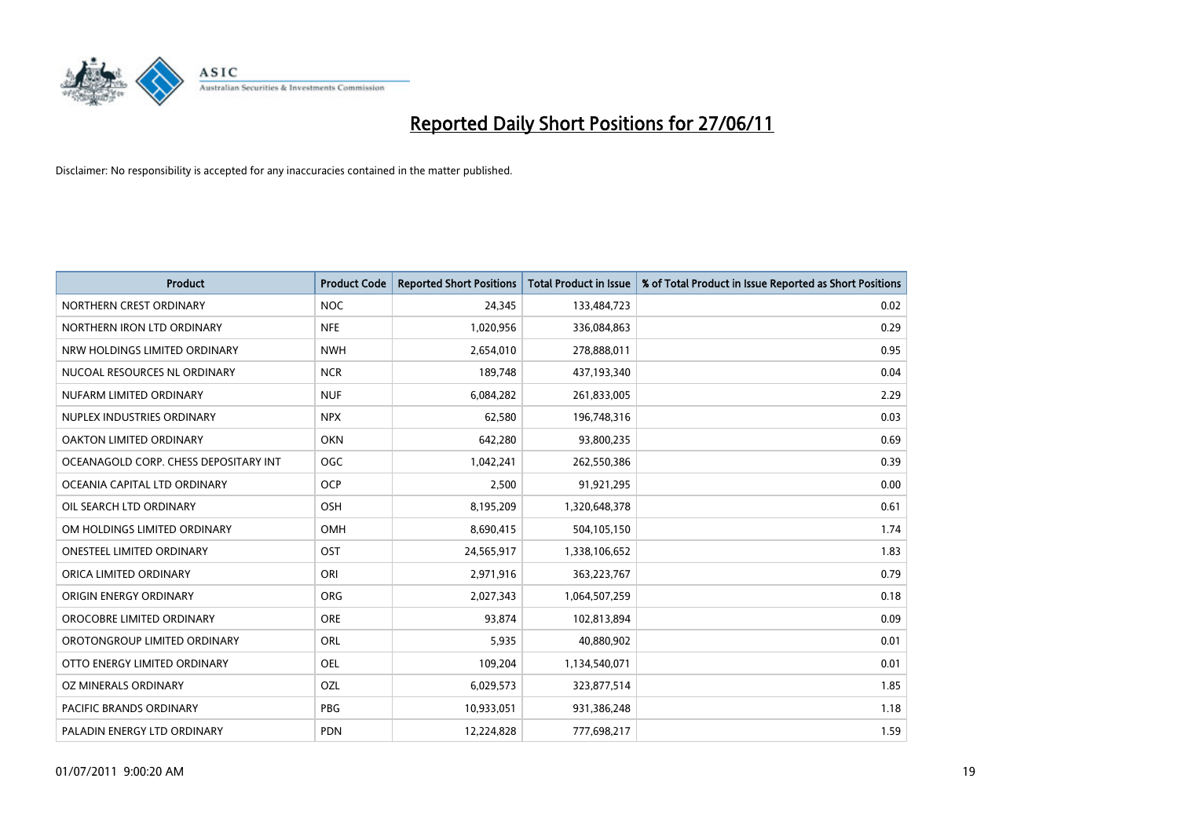# Reported Daily Short Positions for 27/06/11

Disclaimer: No responsibility is accepted for any inaccuracies contained in the matter published.

| Product | Product Code | Reported Short Positions | Total Product in Issue | % of Total Product in Issue Reported as Short Positions |
|---|---|---|---|---|
| NORTHERN CREST ORDINARY | NOC | 24,345 | 133,484,723 | 0.02 |
| NORTHERN IRON LTD ORDINARY | NFE | 1,020,956 | 336,084,863 | 0.29 |
| NRW HOLDINGS LIMITED ORDINARY | NWH | 2,654,010 | 278,888,011 | 0.95 |
| NUCOAL RESOURCES NL ORDINARY | NCR | 189,748 | 437,193,340 | 0.04 |
| NUFARM LIMITED ORDINARY | NUF | 6,084,282 | 261,833,005 | 2.29 |
| NUPLEX INDUSTRIES ORDINARY | NPX | 62,580 | 196,748,316 | 0.03 |
| OAKTON LIMITED ORDINARY | OKN | 642,280 | 93,800,235 | 0.69 |
| OCEANAGOLD CORP. CHESS DEPOSITARY INT | OGC | 1,042,241 | 262,550,386 | 0.39 |
| OCEANIA CAPITAL LTD ORDINARY | OCP | 2,500 | 91,921,295 | 0.00 |
| OIL SEARCH LTD ORDINARY | OSH | 8,195,209 | 1,320,648,378 | 0.61 |
| OM HOLDINGS LIMITED ORDINARY | OMH | 8,690,415 | 504,105,150 | 1.74 |
| ONESTEEL LIMITED ORDINARY | OST | 24,565,917 | 1,338,106,652 | 1.83 |
| ORICA LIMITED ORDINARY | ORI | 2,971,916 | 363,223,767 | 0.79 |
| ORIGIN ENERGY ORDINARY | ORG | 2,027,343 | 1,064,507,259 | 0.18 |
| OROCOBRE LIMITED ORDINARY | ORE | 93,874 | 102,813,894 | 0.09 |
| OROTONGROUP LIMITED ORDINARY | ORL | 5,935 | 40,880,902 | 0.01 |
| OTTO ENERGY LIMITED ORDINARY | OEL | 109,204 | 1,134,540,071 | 0.01 |
| OZ MINERALS ORDINARY | OZL | 6,029,573 | 323,877,514 | 1.85 |
| PACIFIC BRANDS ORDINARY | PBG | 10,933,051 | 931,386,248 | 1.18 |
| PALADIN ENERGY LTD ORDINARY | PDN | 12,224,828 | 777,698,217 | 1.59 |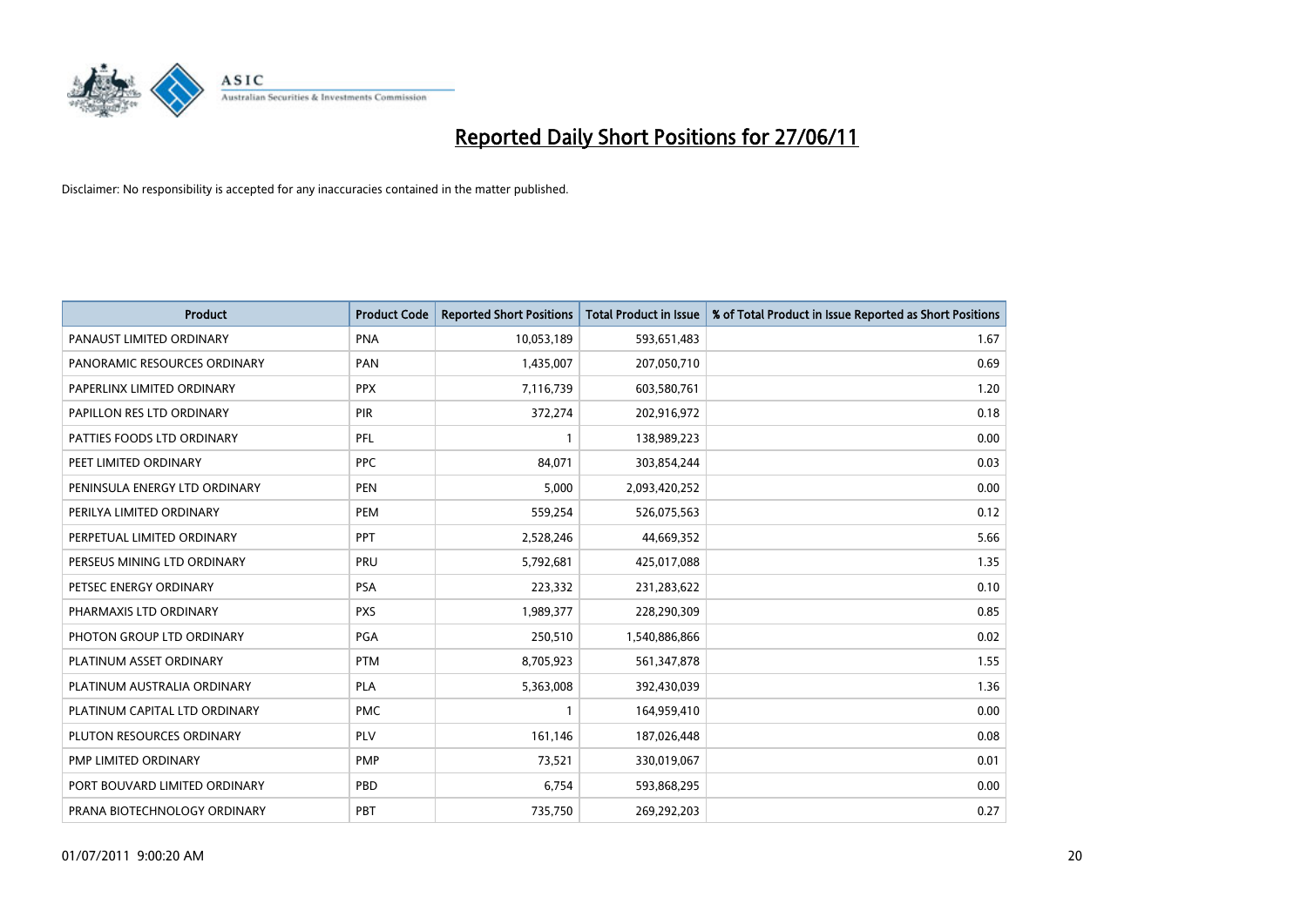# Reported Daily Short Positions for 27/06/11

Disclaimer: No responsibility is accepted for any inaccuracies contained in the matter published.

| Product | Product Code | Reported Short Positions | Total Product in Issue | % of Total Product in Issue Reported as Short Positions |
|---|---|---|---|---|
| PANAUST LIMITED ORDINARY | PNA | 10,053,189 | 593,651,483 | 1.67 |
| PANORAMIC RESOURCES ORDINARY | PAN | 1,435,007 | 207,050,710 | 0.69 |
| PAPERLINX LIMITED ORDINARY | PPX | 7,116,739 | 603,580,761 | 1.20 |
| PAPILLON RES LTD ORDINARY | PIR | 372,274 | 202,916,972 | 0.18 |
| PATTIES FOODS LTD ORDINARY | PFL | 1 | 138,989,223 | 0.00 |
| PEET LIMITED ORDINARY | PPC | 84,071 | 303,854,244 | 0.03 |
| PENINSULA ENERGY LTD ORDINARY | PEN | 5,000 | 2,093,420,252 | 0.00 |
| PERILYA LIMITED ORDINARY | PEM | 559,254 | 526,075,563 | 0.12 |
| PERPETUAL LIMITED ORDINARY | PPT | 2,528,246 | 44,669,352 | 5.66 |
| PERSEUS MINING LTD ORDINARY | PRU | 5,792,681 | 425,017,088 | 1.35 |
| PETSEC ENERGY ORDINARY | PSA | 223,332 | 231,283,622 | 0.10 |
| PHARMAXIS LTD ORDINARY | PXS | 1,989,377 | 228,290,309 | 0.85 |
| PHOTON GROUP LTD ORDINARY | PGA | 250,510 | 1,540,886,866 | 0.02 |
| PLATINUM ASSET ORDINARY | PTM | 8,705,923 | 561,347,878 | 1.55 |
| PLATINUM AUSTRALIA ORDINARY | PLA | 5,363,008 | 392,430,039 | 1.36 |
| PLATINUM CAPITAL LTD ORDINARY | PMC | 1 | 164,959,410 | 0.00 |
| PLUTON RESOURCES ORDINARY | PLV | 161,146 | 187,026,448 | 0.08 |
| PMP LIMITED ORDINARY | PMP | 73,521 | 330,019,067 | 0.01 |
| PORT BOUVARD LIMITED ORDINARY | PBD | 6,754 | 593,868,295 | 0.00 |
| PRANA BIOTECHNOLOGY ORDINARY | PBT | 735,750 | 269,292,203 | 0.27 |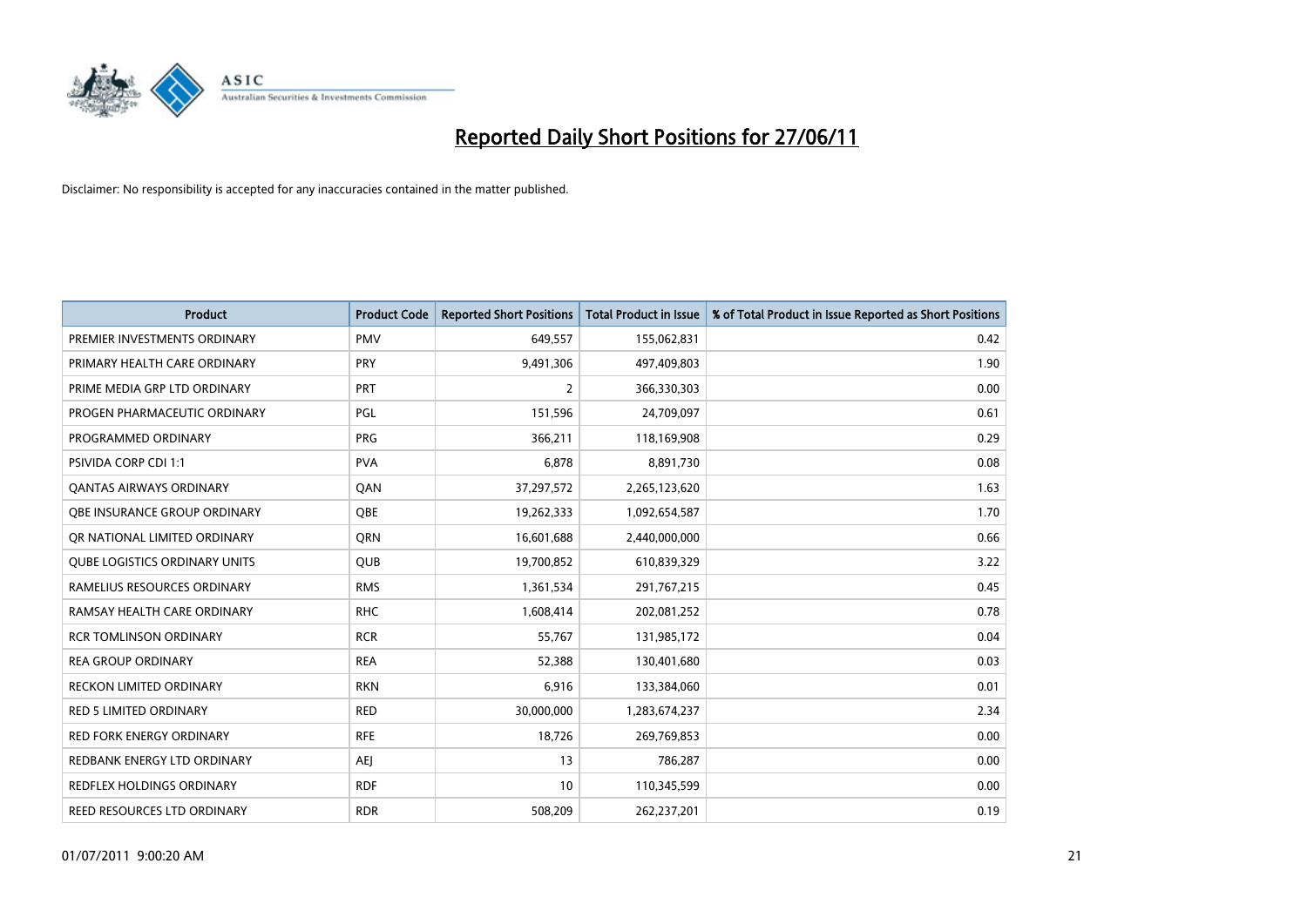# Reported Daily Short Positions for 27/06/11

Disclaimer: No responsibility is accepted for any inaccuracies contained in the matter published.

| Product | Product Code | Reported Short Positions | Total Product in Issue | % of Total Product in Issue Reported as Short Positions |
|---|---|---|---|---|
| PREMIER INVESTMENTS ORDINARY | PMV | 649,557 | 155,062,831 | 0.42 |
| PRIMARY HEALTH CARE ORDINARY | PRY | 9,491,306 | 497,409,803 | 1.90 |
| PRIME MEDIA GRP LTD ORDINARY | PRT | 2 | 366,330,303 | 0.00 |
| PROGEN PHARMACEUTIC ORDINARY | PGL | 151,596 | 24,709,097 | 0.61 |
| PROGRAMMED ORDINARY | PRG | 366,211 | 118,169,908 | 0.29 |
| PSIVIDA CORP CDI 1:1 | PVA | 6,878 | 8,891,730 | 0.08 |
| QANTAS AIRWAYS ORDINARY | QAN | 37,297,572 | 2,265,123,620 | 1.63 |
| QBE INSURANCE GROUP ORDINARY | QBE | 19,262,333 | 1,092,654,587 | 1.70 |
| QR NATIONAL LIMITED ORDINARY | QRN | 16,601,688 | 2,440,000,000 | 0.66 |
| QUBE LOGISTICS ORDINARY UNITS | QUB | 19,700,852 | 610,839,329 | 3.22 |
| RAMELIUS RESOURCES ORDINARY | RMS | 1,361,534 | 291,767,215 | 0.45 |
| RAMSAY HEALTH CARE ORDINARY | RHC | 1,608,414 | 202,081,252 | 0.78 |
| RCR TOMLINSON ORDINARY | RCR | 55,767 | 131,985,172 | 0.04 |
| REA GROUP ORDINARY | REA | 52,388 | 130,401,680 | 0.03 |
| RECKON LIMITED ORDINARY | RKN | 6,916 | 133,384,060 | 0.01 |
| RED 5 LIMITED ORDINARY | RED | 30,000,000 | 1,283,674,237 | 2.34 |
| RED FORK ENERGY ORDINARY | RFE | 18,726 | 269,769,853 | 0.00 |
| REDBANK ENERGY LTD ORDINARY | AEJ | 13 | 786,287 | 0.00 |
| REDFLEX HOLDINGS ORDINARY | RDF | 10 | 110,345,599 | 0.00 |
| REED RESOURCES LTD ORDINARY | RDR | 508,209 | 262,237,201 | 0.19 |

01/07/2011 9:00:20 AM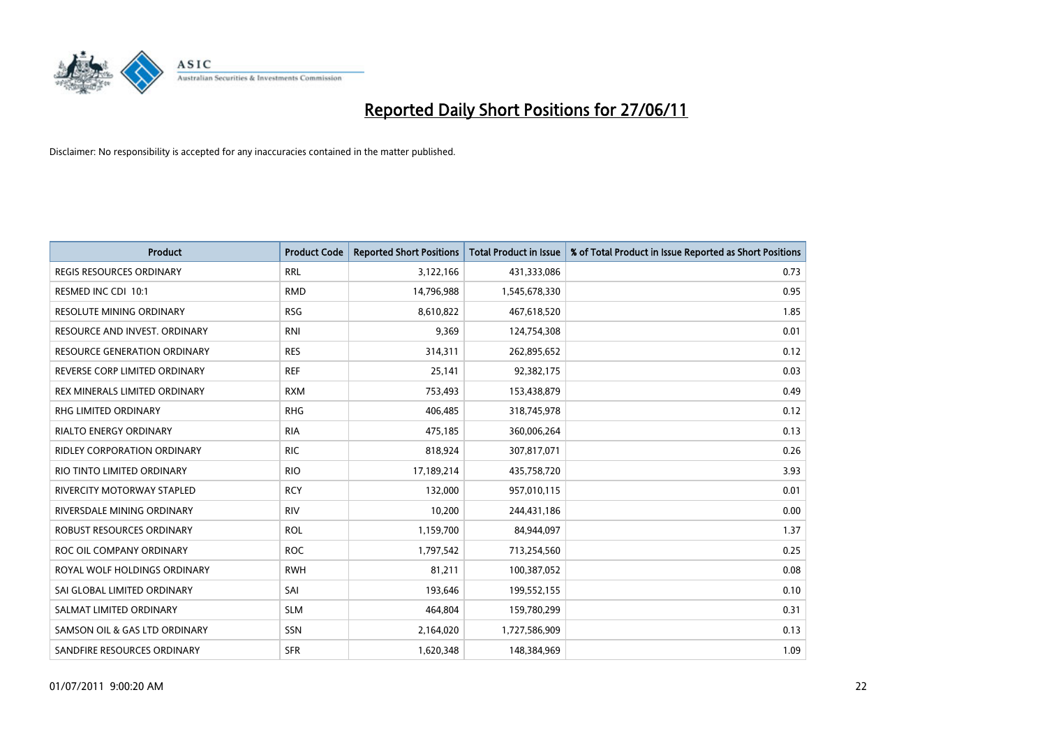# Reported Daily Short Positions for 27/06/11

Disclaimer: No responsibility is accepted for any inaccuracies contained in the matter published.

| Product | Product Code | Reported Short Positions | Total Product in Issue | % of Total Product in Issue Reported as Short Positions |
|---|---|---|---|---|
| REGIS RESOURCES ORDINARY | RRL | 3,122,166 | 431,333,086 | 0.73 |
| RESMED INC CDI 10:1 | RMD | 14,796,988 | 1,545,678,330 | 0.95 |
| RESOLUTE MINING ORDINARY | RSG | 8,610,822 | 467,618,520 | 1.85 |
| RESOURCE AND INVEST. ORDINARY | RNI | 9,369 | 124,754,308 | 0.01 |
| RESOURCE GENERATION ORDINARY | RES | 314,311 | 262,895,652 | 0.12 |
| REVERSE CORP LIMITED ORDINARY | REF | 25,141 | 92,382,175 | 0.03 |
| REX MINERALS LIMITED ORDINARY | RXM | 753,493 | 153,438,879 | 0.49 |
| RHG LIMITED ORDINARY | RHG | 406,485 | 318,745,978 | 0.12 |
| RIALTO ENERGY ORDINARY | RIA | 475,185 | 360,006,264 | 0.13 |
| RIDLEY CORPORATION ORDINARY | RIC | 818,924 | 307,817,071 | 0.26 |
| RIO TINTO LIMITED ORDINARY | RIO | 17,189,214 | 435,758,720 | 3.93 |
| RIVERCITY MOTORWAY STAPLED | RCY | 132,000 | 957,010,115 | 0.01 |
| RIVERSDALE MINING ORDINARY | RIV | 10,200 | 244,431,186 | 0.00 |
| ROBUST RESOURCES ORDINARY | ROL | 1,159,700 | 84,944,097 | 1.37 |
| ROC OIL COMPANY ORDINARY | ROC | 1,797,542 | 713,254,560 | 0.25 |
| ROYAL WOLF HOLDINGS ORDINARY | RWH | 81,211 | 100,387,052 | 0.08 |
| SAI GLOBAL LIMITED ORDINARY | SAI | 193,646 | 199,552,155 | 0.10 |
| SALMAT LIMITED ORDINARY | SLM | 464,804 | 159,780,299 | 0.31 |
| SAMSON OIL & GAS LTD ORDINARY | SSN | 2,164,020 | 1,727,586,909 | 0.13 |
| SANDFIRE RESOURCES ORDINARY | SFR | 1,620,348 | 148,384,969 | 1.09 |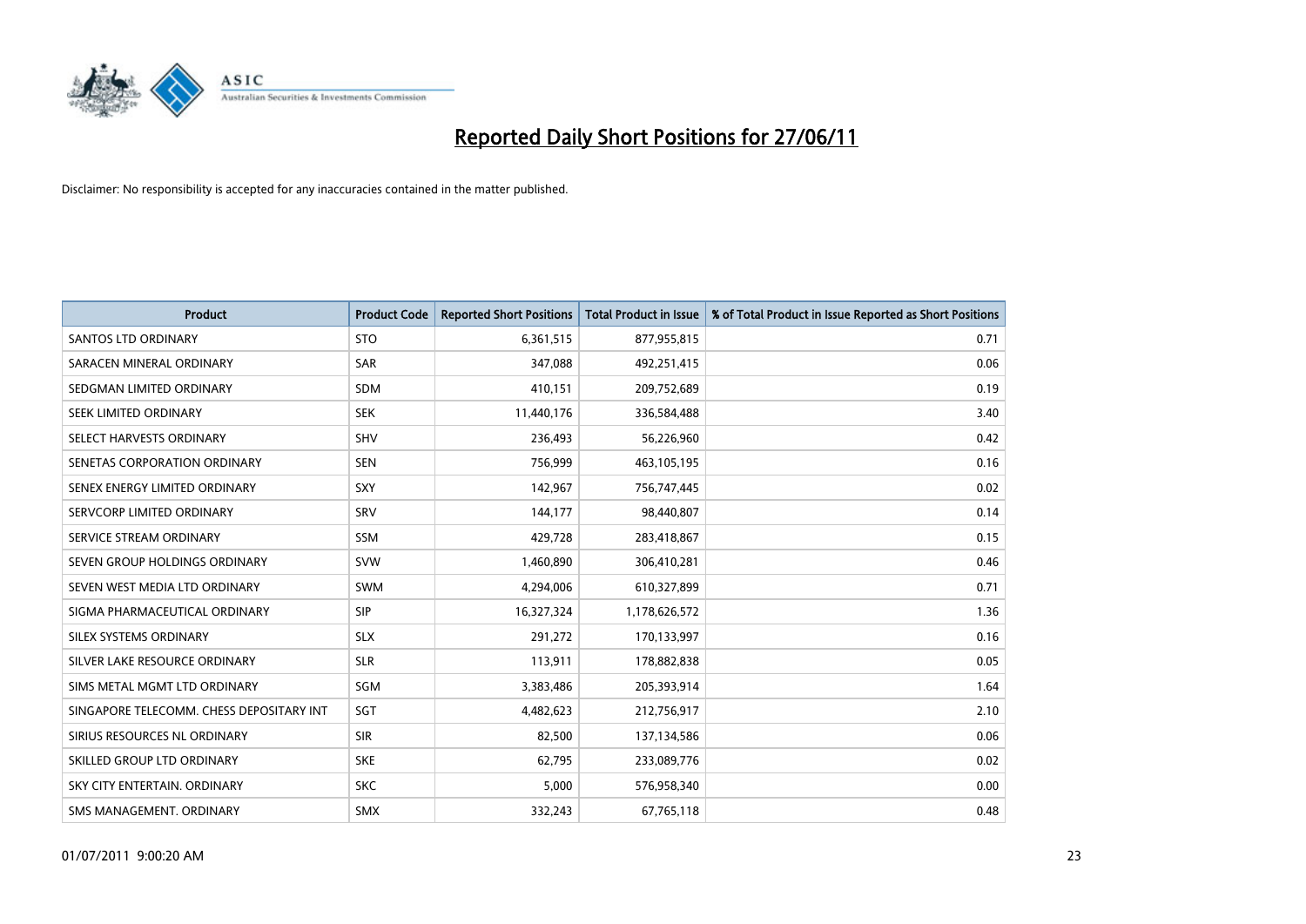# Reported Daily Short Positions for 27/06/11

Disclaimer: No responsibility is accepted for any inaccuracies contained in the matter published.

| Product | Product Code | Reported Short Positions | Total Product in Issue | % of Total Product in Issue Reported as Short Positions |
|---|---|---|---|---|
| SANTOS LTD ORDINARY | STO | 6,361,515 | 877,955,815 | 0.71 |
| SARACEN MINERAL ORDINARY | SAR | 347,088 | 492,251,415 | 0.06 |
| SEDGMAN LIMITED ORDINARY | SDM | 410,151 | 209,752,689 | 0.19 |
| SEEK LIMITED ORDINARY | SEK | 11,440,176 | 336,584,488 | 3.40 |
| SELECT HARVESTS ORDINARY | SHV | 236,493 | 56,226,960 | 0.42 |
| SENETAS CORPORATION ORDINARY | SEN | 756,999 | 463,105,195 | 0.16 |
| SENEX ENERGY LIMITED ORDINARY | SXY | 142,967 | 756,747,445 | 0.02 |
| SERVCORP LIMITED ORDINARY | SRV | 144,177 | 98,440,807 | 0.14 |
| SERVICE STREAM ORDINARY | SSM | 429,728 | 283,418,867 | 0.15 |
| SEVEN GROUP HOLDINGS ORDINARY | SVW | 1,460,890 | 306,410,281 | 0.46 |
| SEVEN WEST MEDIA LTD ORDINARY | SWM | 4,294,006 | 610,327,899 | 0.71 |
| SIGMA PHARMACEUTICAL ORDINARY | SIP | 16,327,324 | 1,178,626,572 | 1.36 |
| SILEX SYSTEMS ORDINARY | SLX | 291,272 | 170,133,997 | 0.16 |
| SILVER LAKE RESOURCE ORDINARY | SLR | 113,911 | 178,882,838 | 0.05 |
| SIMS METAL MGMT LTD ORDINARY | SGM | 3,383,486 | 205,393,914 | 1.64 |
| SINGAPORE TELECOMM. CHESS DEPOSITARY INT | SGT | 4,482,623 | 212,756,917 | 2.10 |
| SIRIUS RESOURCES NL ORDINARY | SIR | 82,500 | 137,134,586 | 0.06 |
| SKILLED GROUP LTD ORDINARY | SKE | 62,795 | 233,089,776 | 0.02 |
| SKY CITY ENTERTAIN. ORDINARY | SKC | 5,000 | 576,958,340 | 0.00 |
| SMS MANAGEMENT. ORDINARY | SMX | 332,243 | 67,765,118 | 0.48 |

01/07/2011 9:00:20 AM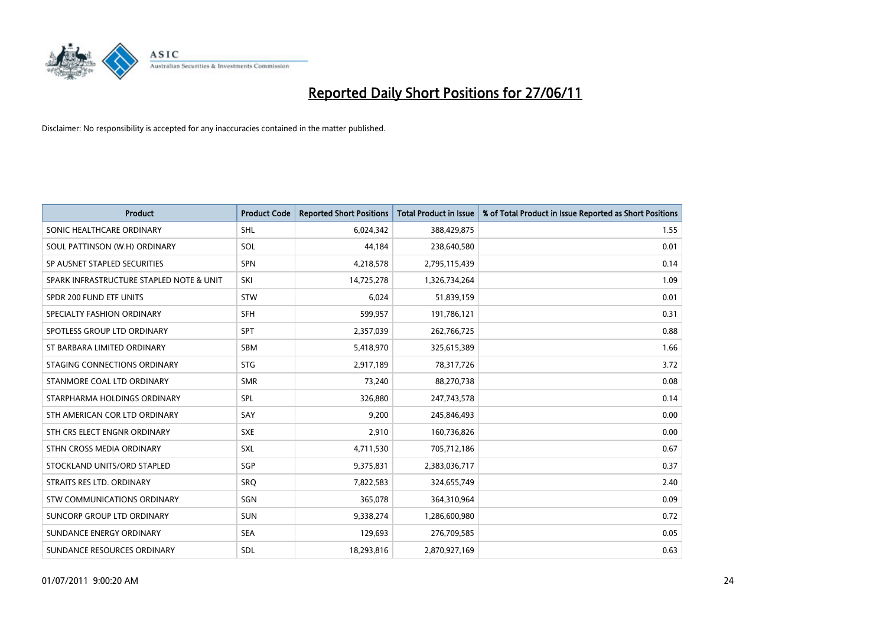# Reported Daily Short Positions for 27/06/11

Disclaimer: No responsibility is accepted for any inaccuracies contained in the matter published.

| Product | Product Code | Reported Short Positions | Total Product in Issue | % of Total Product in Issue Reported as Short Positions |
|---|---|---|---|---|
| SONIC HEALTHCARE ORDINARY | SHL | 6,024,342 | 388,429,875 | 1.55 |
| SOUL PATTINSON (W.H) ORDINARY | SOL | 44,184 | 238,640,580 | 0.01 |
| SP AUSNET STAPLED SECURITIES | SPN | 4,218,578 | 2,795,115,439 | 0.14 |
| SPARK INFRASTRUCTURE STAPLED NOTE & UNIT | SKI | 14,725,278 | 1,326,734,264 | 1.09 |
| SPDR 200 FUND ETF UNITS | STW | 6,024 | 51,839,159 | 0.01 |
| SPECIALTY FASHION ORDINARY | SFH | 599,957 | 191,786,121 | 0.31 |
| SPOTLESS GROUP LTD ORDINARY | SPT | 2,357,039 | 262,766,725 | 0.88 |
| ST BARBARA LIMITED ORDINARY | SBM | 5,418,970 | 325,615,389 | 1.66 |
| STAGING CONNECTIONS ORDINARY | STG | 2,917,189 | 78,317,726 | 3.72 |
| STANMORE COAL LTD ORDINARY | SMR | 73,240 | 88,270,738 | 0.08 |
| STARPHARMA HOLDINGS ORDINARY | SPL | 326,880 | 247,743,578 | 0.14 |
| STH AMERICAN COR LTD ORDINARY | SAY | 9,200 | 245,846,493 | 0.00 |
| STH CRS ELECT ENGNR ORDINARY | SXE | 2,910 | 160,736,826 | 0.00 |
| STHN CROSS MEDIA ORDINARY | SXL | 4,711,530 | 705,712,186 | 0.67 |
| STOCKLAND UNITS/ORD STAPLED | SGP | 9,375,831 | 2,383,036,717 | 0.37 |
| STRAITS RES LTD. ORDINARY | SRQ | 7,822,583 | 324,655,749 | 2.40 |
| STW COMMUNICATIONS ORDINARY | SGN | 365,078 | 364,310,964 | 0.09 |
| SUNCORP GROUP LTD ORDINARY | SUN | 9,338,274 | 1,286,600,980 | 0.72 |
| SUNDANCE ENERGY ORDINARY | SEA | 129,693 | 276,709,585 | 0.05 |
| SUNDANCE RESOURCES ORDINARY | SDL | 18,293,816 | 2,870,927,169 | 0.63 |

01/07/2011 9:00:20 AM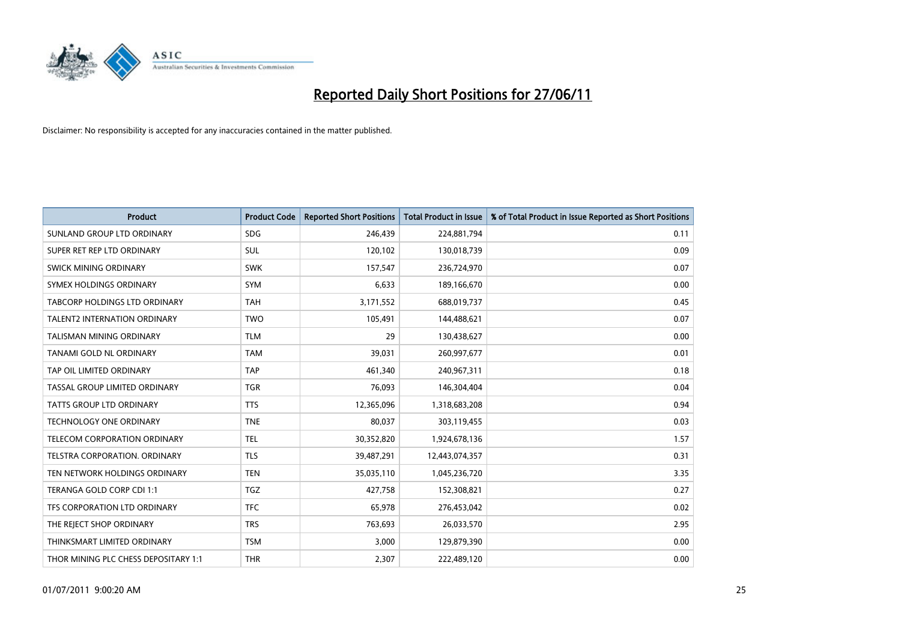# Reported Daily Short Positions for 27/06/11

Disclaimer: No responsibility is accepted for any inaccuracies contained in the matter published.

| Product | Product Code | Reported Short Positions | Total Product in Issue | % of Total Product in Issue Reported as Short Positions |
|---|---|---|---|---|
| SUNLAND GROUP LTD ORDINARY | SDG | 246,439 | 224,881,794 | 0.11 |
| SUPER RET REP LTD ORDINARY | SUL | 120,102 | 130,018,739 | 0.09 |
| SWICK MINING ORDINARY | SWK | 157,547 | 236,724,970 | 0.07 |
| SYMEX HOLDINGS ORDINARY | SYM | 6,633 | 189,166,670 | 0.00 |
| TABCORP HOLDINGS LTD ORDINARY | TAH | 3,171,552 | 688,019,737 | 0.45 |
| TALENT2 INTERNATION ORDINARY | TWO | 105,491 | 144,488,621 | 0.07 |
| TALISMAN MINING ORDINARY | TLM | 29 | 130,438,627 | 0.00 |
| TANAMI GOLD NL ORDINARY | TAM | 39,031 | 260,997,677 | 0.01 |
| TAP OIL LIMITED ORDINARY | TAP | 461,340 | 240,967,311 | 0.18 |
| TASSAL GROUP LIMITED ORDINARY | TGR | 76,093 | 146,304,404 | 0.04 |
| TATTS GROUP LTD ORDINARY | TTS | 12,365,096 | 1,318,683,208 | 0.94 |
| TECHNOLOGY ONE ORDINARY | TNE | 80,037 | 303,119,455 | 0.03 |
| TELECOM CORPORATION ORDINARY | TEL | 30,352,820 | 1,924,678,136 | 1.57 |
| TELSTRA CORPORATION. ORDINARY | TLS | 39,487,291 | 12,443,074,357 | 0.31 |
| TEN NETWORK HOLDINGS ORDINARY | TEN | 35,035,110 | 1,045,236,720 | 3.35 |
| TERANGA GOLD CORP CDI 1:1 | TGZ | 427,758 | 152,308,821 | 0.27 |
| TFS CORPORATION LTD ORDINARY | TFC | 65,978 | 276,453,042 | 0.02 |
| THE REJECT SHOP ORDINARY | TRS | 763,693 | 26,033,570 | 2.95 |
| THINKSMART LIMITED ORDINARY | TSM | 3,000 | 129,879,390 | 0.00 |
| THOR MINING PLC CHESS DEPOSITARY 1:1 | THR | 2,307 | 222,489,120 | 0.00 |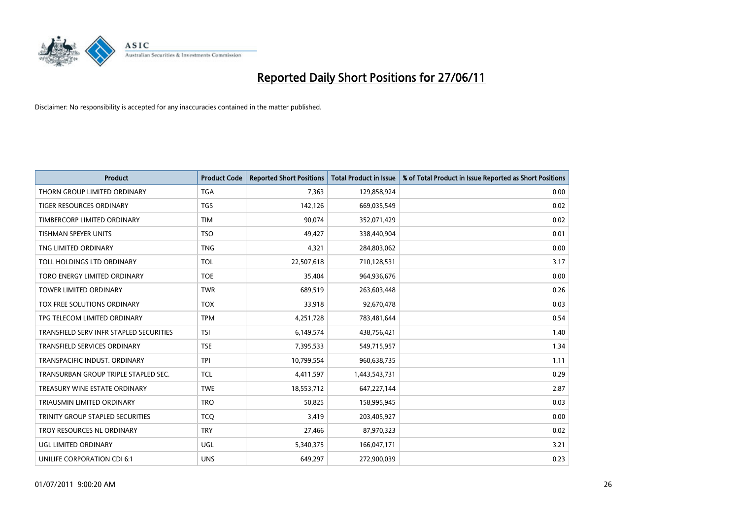# Reported Daily Short Positions for 27/06/11

Disclaimer: No responsibility is accepted for any inaccuracies contained in the matter published.

| Product | Product Code | Reported Short Positions | Total Product in Issue | % of Total Product in Issue Reported as Short Positions |
|---|---|---|---|---|
| THORN GROUP LIMITED ORDINARY | TGA | 7,363 | 129,858,924 | 0.00 |
| TIGER RESOURCES ORDINARY | TGS | 142,126 | 669,035,549 | 0.02 |
| TIMBERCORP LIMITED ORDINARY | TIM | 90,074 | 352,071,429 | 0.02 |
| TISHMAN SPEYER UNITS | TSO | 49,427 | 338,440,904 | 0.01 |
| TNG LIMITED ORDINARY | TNG | 4,321 | 284,803,062 | 0.00 |
| TOLL HOLDINGS LTD ORDINARY | TOL | 22,507,618 | 710,128,531 | 3.17 |
| TORO ENERGY LIMITED ORDINARY | TOE | 35,404 | 964,936,676 | 0.00 |
| TOWER LIMITED ORDINARY | TWR | 689,519 | 263,603,448 | 0.26 |
| TOX FREE SOLUTIONS ORDINARY | TOX | 33,918 | 92,670,478 | 0.03 |
| TPG TELECOM LIMITED ORDINARY | TPM | 4,251,728 | 783,481,644 | 0.54 |
| TRANSFIELD SERV INFR STAPLED SECURITIES | TSI | 6,149,574 | 438,756,421 | 1.40 |
| TRANSFIELD SERVICES ORDINARY | TSE | 7,395,533 | 549,715,957 | 1.34 |
| TRANSPACIFIC INDUST. ORDINARY | TPI | 10,799,554 | 960,638,735 | 1.11 |
| TRANSURBAN GROUP TRIPLE STAPLED SEC. | TCL | 4,411,597 | 1,443,543,731 | 0.29 |
| TREASURY WINE ESTATE ORDINARY | TWE | 18,553,712 | 647,227,144 | 2.87 |
| TRIAUSMIN LIMITED ORDINARY | TRO | 50,825 | 158,995,945 | 0.03 |
| TRINITY GROUP STAPLED SECURITIES | TCQ | 3,419 | 203,405,927 | 0.00 |
| TROY RESOURCES NL ORDINARY | TRY | 27,466 | 87,970,323 | 0.02 |
| UGL LIMITED ORDINARY | UGL | 5,340,375 | 166,047,171 | 3.21 |
| UNILIFE CORPORATION CDI 6:1 | UNS | 649,297 | 272,900,039 | 0.23 |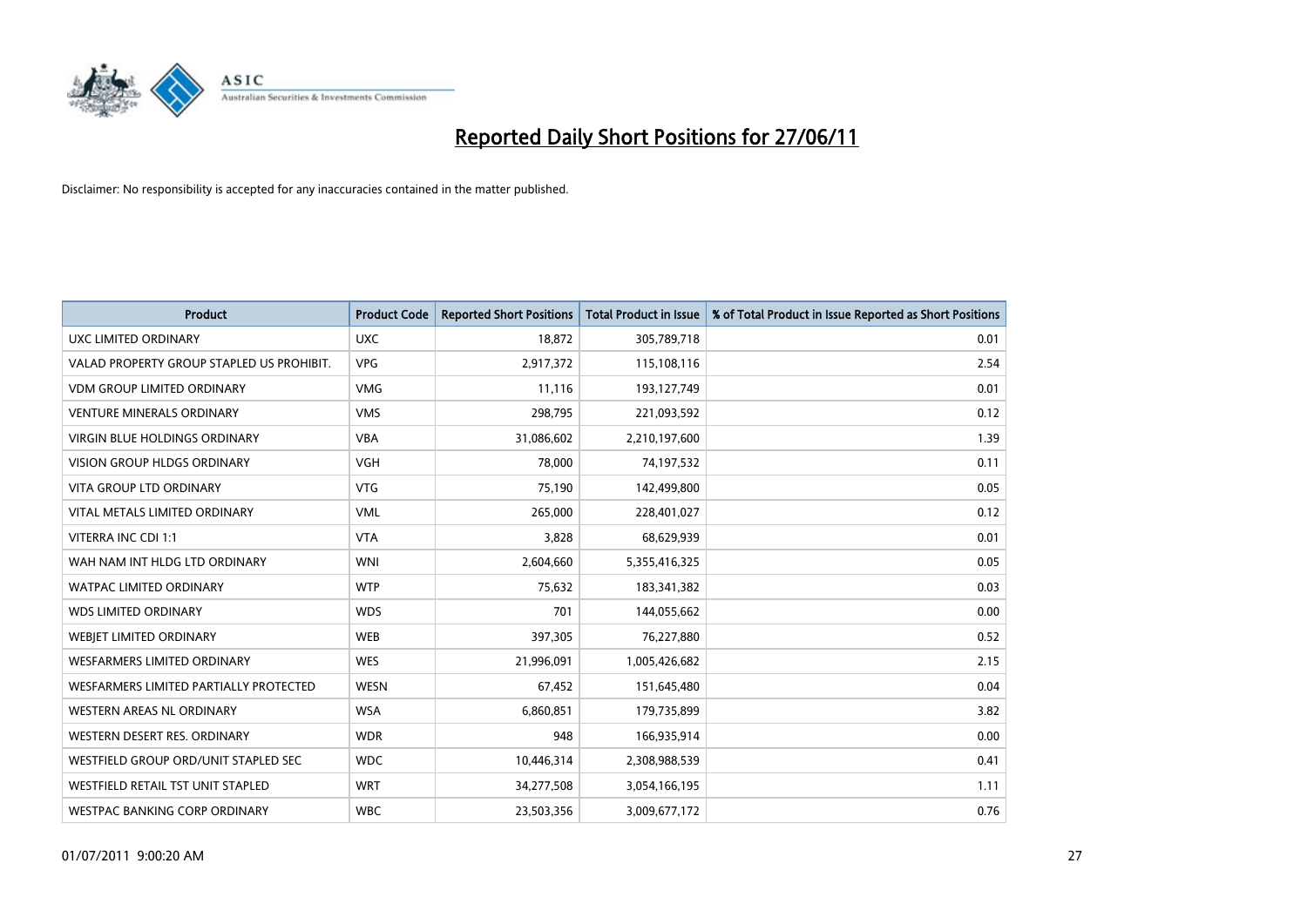# Reported Daily Short Positions for 27/06/11

Disclaimer: No responsibility is accepted for any inaccuracies contained in the matter published.

| Product | Product Code | Reported Short Positions | Total Product in Issue | % of Total Product in Issue Reported as Short Positions |
|---|---|---|---|---|
| UXC LIMITED ORDINARY | UXC | 18,872 | 305,789,718 | 0.01 |
| VALAD PROPERTY GROUP STAPLED US PROHIBIT. | VPG | 2,917,372 | 115,108,116 | 2.54 |
| VDM GROUP LIMITED ORDINARY | VMG | 11,116 | 193,127,749 | 0.01 |
| VENTURE MINERALS ORDINARY | VMS | 298,795 | 221,093,592 | 0.12 |
| VIRGIN BLUE HOLDINGS ORDINARY | VBA | 31,086,602 | 2,210,197,600 | 1.39 |
| VISION GROUP HLDGS ORDINARY | VGH | 78,000 | 74,197,532 | 0.11 |
| VITA GROUP LTD ORDINARY | VTG | 75,190 | 142,499,800 | 0.05 |
| VITAL METALS LIMITED ORDINARY | VML | 265,000 | 228,401,027 | 0.12 |
| VITERRA INC CDI 1:1 | VTA | 3,828 | 68,629,939 | 0.01 |
| WAH NAM INT HLDG LTD ORDINARY | WNI | 2,604,660 | 5,355,416,325 | 0.05 |
| WATPAC LIMITED ORDINARY | WTP | 75,632 | 183,341,382 | 0.03 |
| WDS LIMITED ORDINARY | WDS | 701 | 144,055,662 | 0.00 |
| WEBJET LIMITED ORDINARY | WEB | 397,305 | 76,227,880 | 0.52 |
| WESFARMERS LIMITED ORDINARY | WES | 21,996,091 | 1,005,426,682 | 2.15 |
| WESFARMERS LIMITED PARTIALLY PROTECTED | WESN | 67,452 | 151,645,480 | 0.04 |
| WESTERN AREAS NL ORDINARY | WSA | 6,860,851 | 179,735,899 | 3.82 |
| WESTERN DESERT RES. ORDINARY | WDR | 948 | 166,935,914 | 0.00 |
| WESTFIELD GROUP ORD/UNIT STAPLED SEC | WDC | 10,446,314 | 2,308,988,539 | 0.41 |
| WESTFIELD RETAIL TST UNIT STAPLED | WRT | 34,277,508 | 3,054,166,195 | 1.11 |
| WESTPAC BANKING CORP ORDINARY | WBC | 23,503,356 | 3,009,677,172 | 0.76 |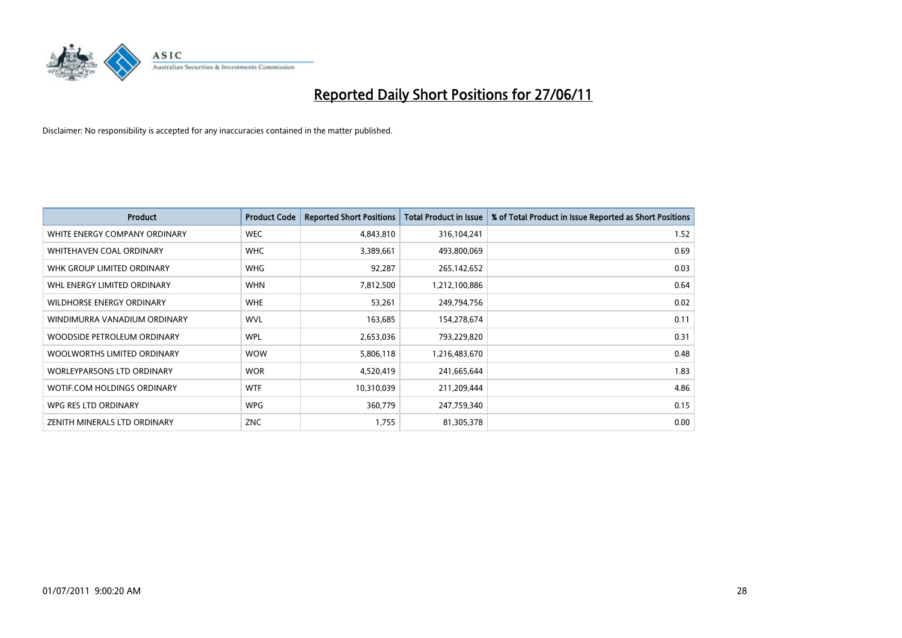# Reported Daily Short Positions for 27/06/11

Disclaimer: No responsibility is accepted for any inaccuracies contained in the matter published.

| Product | Product Code | Reported Short Positions | Total Product in Issue | % of Total Product in Issue Reported as Short Positions |
|---|---|---|---|---|
| WHITE ENERGY COMPANY ORDINARY | WEC | 4,843,810 | 316,104,241 | 1.52 |
| WHITEHAVEN COAL ORDINARY | WHC | 3,389,661 | 493,800,069 | 0.69 |
| WHK GROUP LIMITED ORDINARY | WHG | 92,287 | 265,142,652 | 0.03 |
| WHL ENERGY LIMITED ORDINARY | WHN | 7,812,500 | 1,212,100,886 | 0.64 |
| WILDHORSE ENERGY ORDINARY | WHE | 53,261 | 249,794,756 | 0.02 |
| WINDIMURRA VANADIUM ORDINARY | WVL | 163,685 | 154,278,674 | 0.11 |
| WOODSIDE PETROLEUM ORDINARY | WPL | 2,653,036 | 793,229,820 | 0.31 |
| WOOLWORTHS LIMITED ORDINARY | WOW | 5,806,118 | 1,216,483,670 | 0.48 |
| WORLEYPARSONS LTD ORDINARY | WOR | 4,520,419 | 241,665,644 | 1.83 |
| WOTIF.COM HOLDINGS ORDINARY | WTF | 10,310,039 | 211,209,444 | 4.86 |
| WPG RES LTD ORDINARY | WPG | 360,779 | 247,759,340 | 0.15 |
| ZENITH MINERALS LTD ORDINARY | ZNC | 1,755 | 81,305,378 | 0.00 |